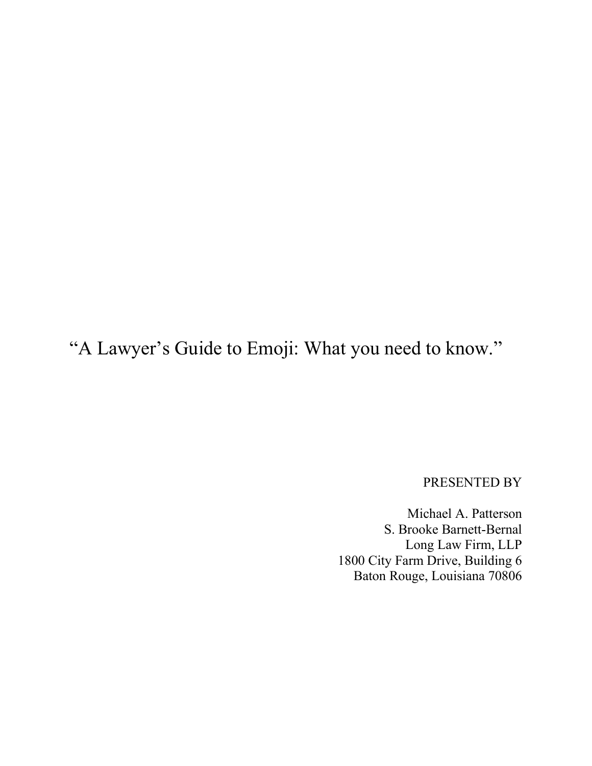# "A Lawyer's Guide to Emoji: What you need to know."

PRESENTED BY

Michael A. Patterson
S. Brooke Barnett-Bernal
Long Law Firm, LLP
1800 City Farm Drive, Building 6
Baton Rouge, Louisiana 70806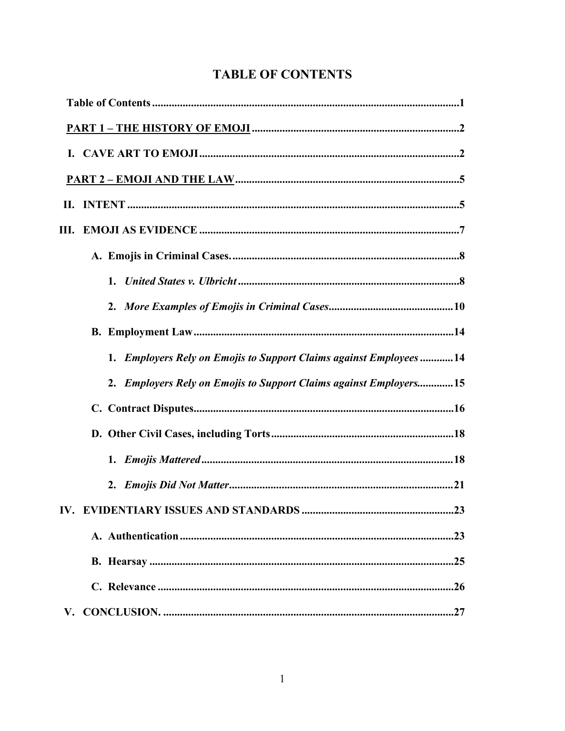# TABLE OF CONTENTS

**Table of Contents** .......... **1**

**<u>PART 1 – THE HISTORY OF EMOJI</u>** .......... **2**

**I. CAVE ART TO EMOJI** .......... **2**

**<u>PART 2 – EMOJI AND THE LAW</u>** .......... **5**

**II. INTENT** .......... **5**

**III. EMOJI AS EVIDENCE** .......... **7**

- **A. Emojis in Criminal Cases.** .......... **8**
  - **1. *United States v. Ulbricht*** .......... **8**
  - **2. *More Examples of Emojis in Criminal Cases*** .......... **10**
- **B. Employment Law** .......... **14**
  - **1. *Employers Rely on Emojis to Support Claims against Employees*** .......... **14**
  - **2. *Employers Rely on Emojis to Support Claims against Employers*** .......... **15**
- **C. Contract Disputes** .......... **16**
- **D. Other Civil Cases, including Torts** .......... **18**
  - **1. *Emojis Mattered*** .......... **18**
  - **2. *Emojis Did Not Matter*** .......... **21**

**IV. EVIDENTIARY ISSUES AND STANDARDS** .......... **23**

- **A. Authentication** .......... **23**
- **B. Hearsay** .......... **25**
- **C. Relevance** .......... **26**

**V. CONCLUSION.** .......... **27**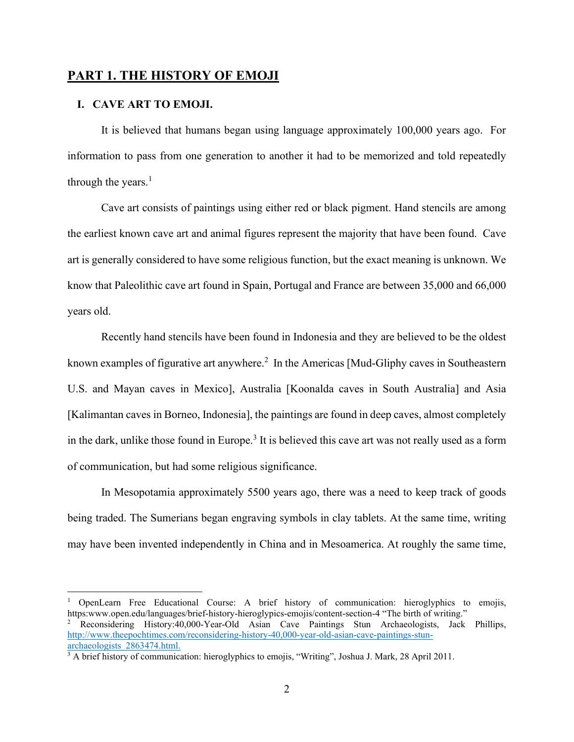## PART 1. THE HISTORY OF EMOJI

### I. CAVE ART TO EMOJI.

It is believed that humans began using language approximately 100,000 years ago. For information to pass from one generation to another it had to be memorized and told repeatedly through the years.[1]

Cave art consists of paintings using either red or black pigment. Hand stencils are among the earliest known cave art and animal figures represent the majority that have been found. Cave art is generally considered to have some religious function, but the exact meaning is unknown. We know that Paleolithic cave art found in Spain, Portugal and France are between 35,000 and 66,000 years old.

Recently hand stencils have been found in Indonesia and they are believed to be the oldest known examples of figurative art anywhere.[2] In the Americas [Mud-Gliphy caves in Southeastern U.S. and Mayan caves in Mexico], Australia [Koonalda caves in South Australia] and Asia [Kalimantan caves in Borneo, Indonesia], the paintings are found in deep caves, almost completely in the dark, unlike those found in Europe.[3] It is believed this cave art was not really used as a form of communication, but had some religious significance.

In Mesopotamia approximately 5500 years ago, there was a need to keep track of goods being traded. The Sumerians began engraving symbols in clay tablets. At the same time, writing may have been invented independently in China and in Mesoamerica. At roughly the same time,

---

[1] OpenLearn Free Educational Course: A brief history of communication: hieroglyphics to emojis, https:www.open.edu/languages/brief-history-hieroglypics-emojis/content-section-4 "The birth of writing."

[2] Reconsidering History:40,000-Year-Old Asian Cave Paintings Stun Archaeologists, Jack Phillips, http://www.theepochtimes.com/reconsidering-history-40,000-year-old-asian-cave-paintings-stun-archaeologists_2863474.html.

[3] A brief history of communication: hieroglyphics to emojis, "Writing", Joshua J. Mark, 28 April 2011.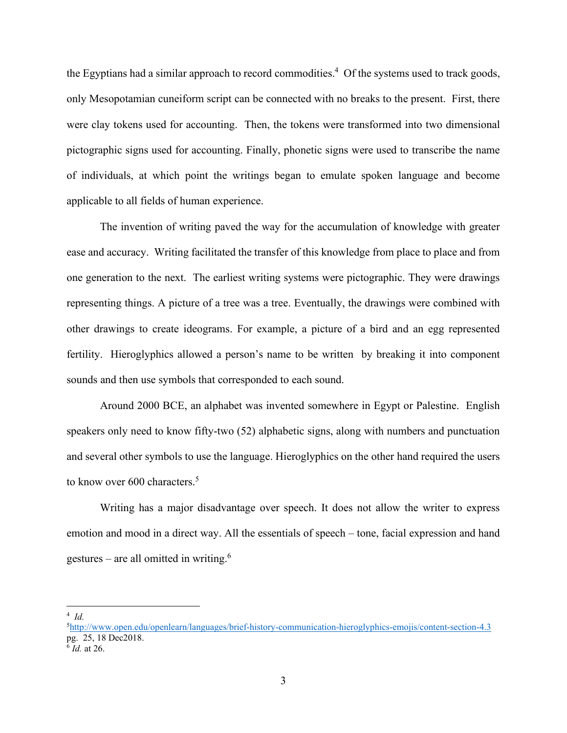the Egyptians had a similar approach to record commodities.[4] Of the systems used to track goods, only Mesopotamian cuneiform script can be connected with no breaks to the present. First, there were clay tokens used for accounting. Then, the tokens were transformed into two dimensional pictographic signs used for accounting. Finally, phonetic signs were used to transcribe the name of individuals, at which point the writings began to emulate spoken language and become applicable to all fields of human experience.

The invention of writing paved the way for the accumulation of knowledge with greater ease and accuracy. Writing facilitated the transfer of this knowledge from place to place and from one generation to the next. The earliest writing systems were pictographic. They were drawings representing things. A picture of a tree was a tree. Eventually, the drawings were combined with other drawings to create ideograms. For example, a picture of a bird and an egg represented fertility. Hieroglyphics allowed a person's name to be written by breaking it into component sounds and then use symbols that corresponded to each sound.

Around 2000 BCE, an alphabet was invented somewhere in Egypt or Palestine. English speakers only need to know fifty-two (52) alphabetic signs, along with numbers and punctuation and several other symbols to use the language. Hieroglyphics on the other hand required the users to know over 600 characters.[5]

Writing has a major disadvantage over speech. It does not allow the writer to express emotion and mood in a direct way. All the essentials of speech – tone, facial expression and hand gestures – are all omitted in writing.[6]

---

[4] *Id.*

[5] http://www.open.edu/openlearn/languages/brief-history-communication-hieroglyphics-emojis/content-section-4.3 pg. 25, 18 Dec2018.

[6] *Id.* at 26.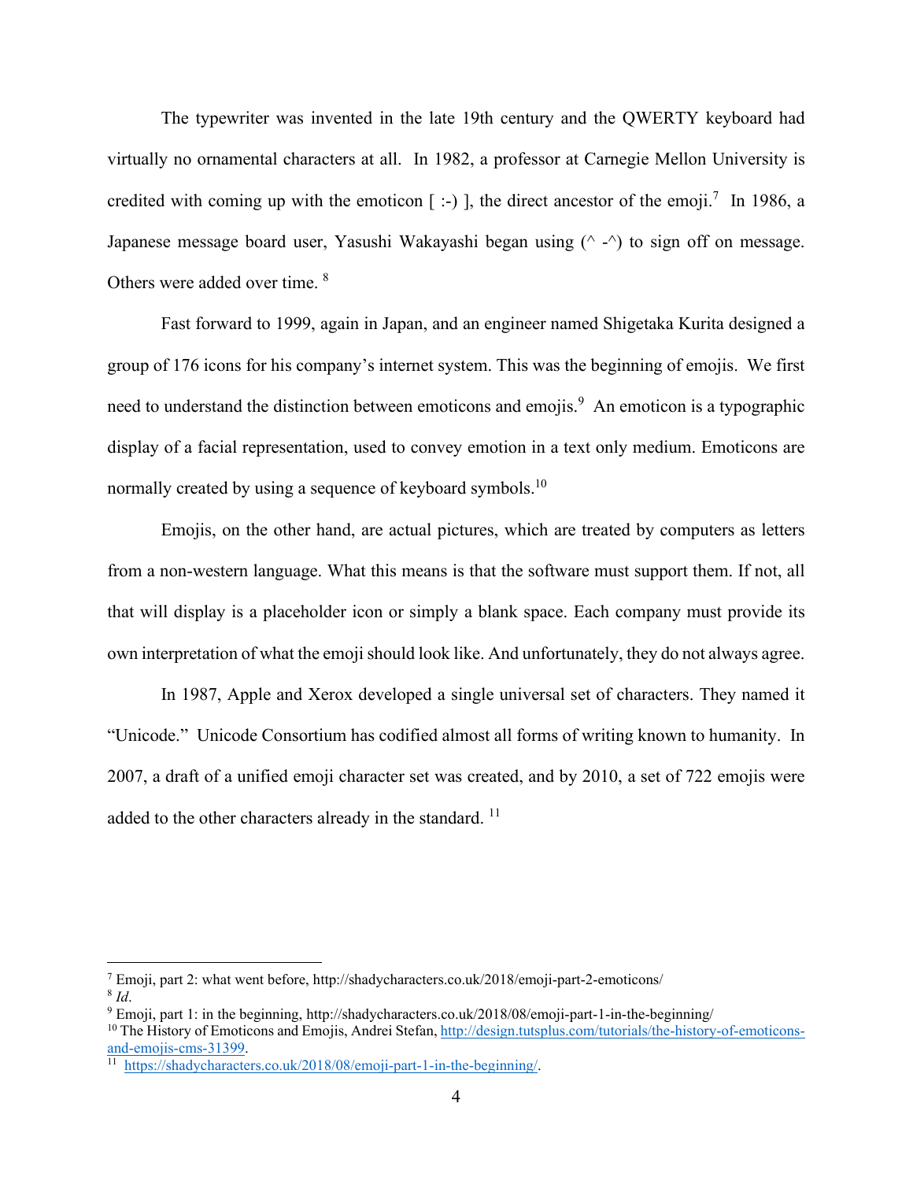The typewriter was invented in the late 19th century and the QWERTY keyboard had virtually no ornamental characters at all. In 1982, a professor at Carnegie Mellon University is credited with coming up with the emoticon [ :-) ], the direct ancestor of the emoji.[7] In 1986, a Japanese message board user, Yasushi Wakayashi began using (^ -^) to sign off on message. Others were added over time. [8]

Fast forward to 1999, again in Japan, and an engineer named Shigetaka Kurita designed a group of 176 icons for his company's internet system. This was the beginning of emojis. We first need to understand the distinction between emoticons and emojis.[9] An emoticon is a typographic display of a facial representation, used to convey emotion in a text only medium. Emoticons are normally created by using a sequence of keyboard symbols.[10]

Emojis, on the other hand, are actual pictures, which are treated by computers as letters from a non-western language. What this means is that the software must support them. If not, all that will display is a placeholder icon or simply a blank space. Each company must provide its own interpretation of what the emoji should look like. And unfortunately, they do not always agree.

In 1987, Apple and Xerox developed a single universal set of characters. They named it "Unicode." Unicode Consortium has codified almost all forms of writing known to humanity. In 2007, a draft of a unified emoji character set was created, and by 2010, a set of 722 emojis were added to the other characters already in the standard. [11]

---

[7] Emoji, part 2: what went before, http://shadycharacters.co.uk/2018/emoji-part-2-emoticons/

[8] *Id*.

[9] Emoji, part 1: in the beginning, http://shadycharacters.co.uk/2018/08/emoji-part-1-in-the-beginning/

[10] The History of Emoticons and Emojis, Andrei Stefan, http://design.tutsplus.com/tutorials/the-history-of-emoticons-and-emojis-cms-31399.

[11] https://shadycharacters.co.uk/2018/08/emoji-part-1-in-the-beginning/.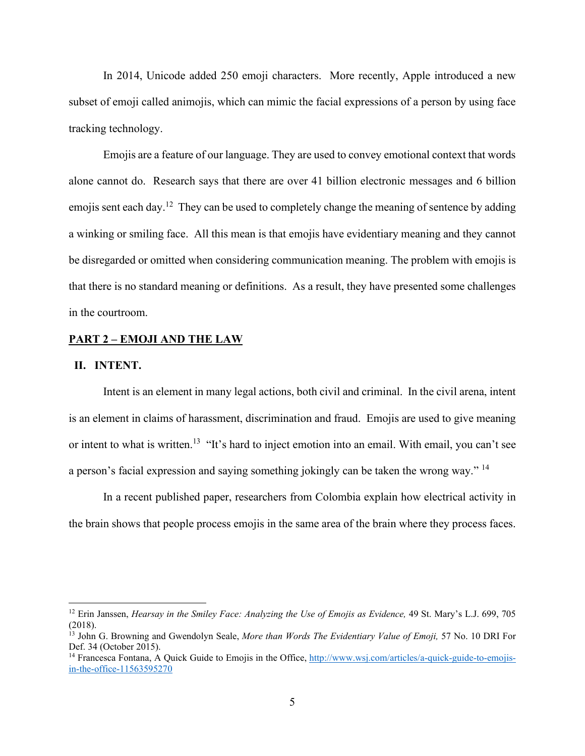In 2014, Unicode added 250 emoji characters. More recently, Apple introduced a new subset of emoji called animojis, which can mimic the facial expressions of a person by using face tracking technology.

Emojis are a feature of our language. They are used to convey emotional context that words alone cannot do. Research says that there are over 41 billion electronic messages and 6 billion emojis sent each day.[12] They can be used to completely change the meaning of sentence by adding a winking or smiling face. All this mean is that emojis have evidentiary meaning and they cannot be disregarded or omitted when considering communication meaning. The problem with emojis is that there is no standard meaning or definitions. As a result, they have presented some challenges in the courtroom.

## PART 2 – EMOJI AND THE LAW

### II. INTENT.

Intent is an element in many legal actions, both civil and criminal. In the civil arena, intent is an element in claims of harassment, discrimination and fraud. Emojis are used to give meaning or intent to what is written.[13] "It's hard to inject emotion into an email. With email, you can't see a person's facial expression and saying something jokingly can be taken the wrong way." [14]

In a recent published paper, researchers from Colombia explain how electrical activity in the brain shows that people process emojis in the same area of the brain where they process faces.

---

[12] Erin Janssen, *Hearsay in the Smiley Face: Analyzing the Use of Emojis as Evidence,* 49 St. Mary's L.J. 699, 705 (2018).

[13] John G. Browning and Gwendolyn Seale, *More than Words The Evidentiary Value of Emoji,* 57 No. 10 DRI For Def. 34 (October 2015).

[14] Francesca Fontana, A Quick Guide to Emojis in the Office, http://www.wsj.com/articles/a-quick-guide-to-emojis-in-the-office-11563595270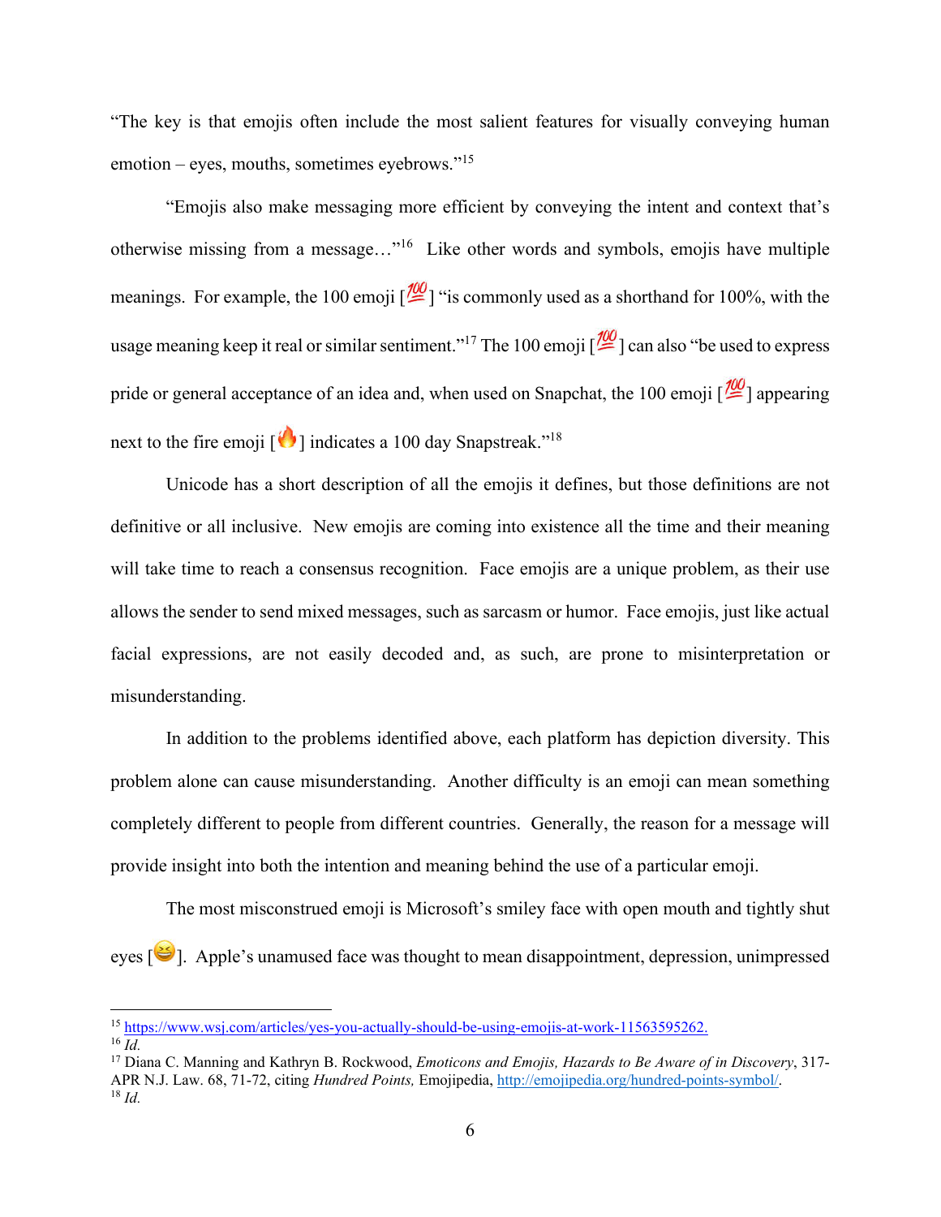"The key is that emojis often include the most salient features for visually conveying human emotion – eyes, mouths, sometimes eyebrows."[15]

"Emojis also make messaging more efficient by conveying the intent and context that's otherwise missing from a message…"[16] Like other words and symbols, emojis have multiple meanings. For example, the 100 emoji [💯] "is commonly used as a shorthand for 100%, with the usage meaning keep it real or similar sentiment."[17] The 100 emoji [💯] can also "be used to express pride or general acceptance of an idea and, when used on Snapchat, the 100 emoji [💯] appearing next to the fire emoji [🔥] indicates a 100 day Snapstreak."[18]

Unicode has a short description of all the emojis it defines, but those definitions are not definitive or all inclusive. New emojis are coming into existence all the time and their meaning will take time to reach a consensus recognition. Face emojis are a unique problem, as their use allows the sender to send mixed messages, such as sarcasm or humor. Face emojis, just like actual facial expressions, are not easily decoded and, as such, are prone to misinterpretation or misunderstanding.

In addition to the problems identified above, each platform has depiction diversity. This problem alone can cause misunderstanding. Another difficulty is an emoji can mean something completely different to people from different countries. Generally, the reason for a message will provide insight into both the intention and meaning behind the use of a particular emoji.

The most misconstrued emoji is Microsoft's smiley face with open mouth and tightly shut eyes [😆]. Apple's unamused face was thought to mean disappointment, depression, unimpressed

---

[15] https://www.wsj.com/articles/yes-you-actually-should-be-using-emojis-at-work-11563595262.

[16] *Id.*

[17] Diana C. Manning and Kathryn B. Rockwood, *Emoticons and Emojis, Hazards to Be Aware of in Discovery*, 317-APR N.J. Law. 68, 71-72, citing *Hundred Points,* Emojipedia, http://emojipedia.org/hundred-points-symbol/.

[18] *Id.*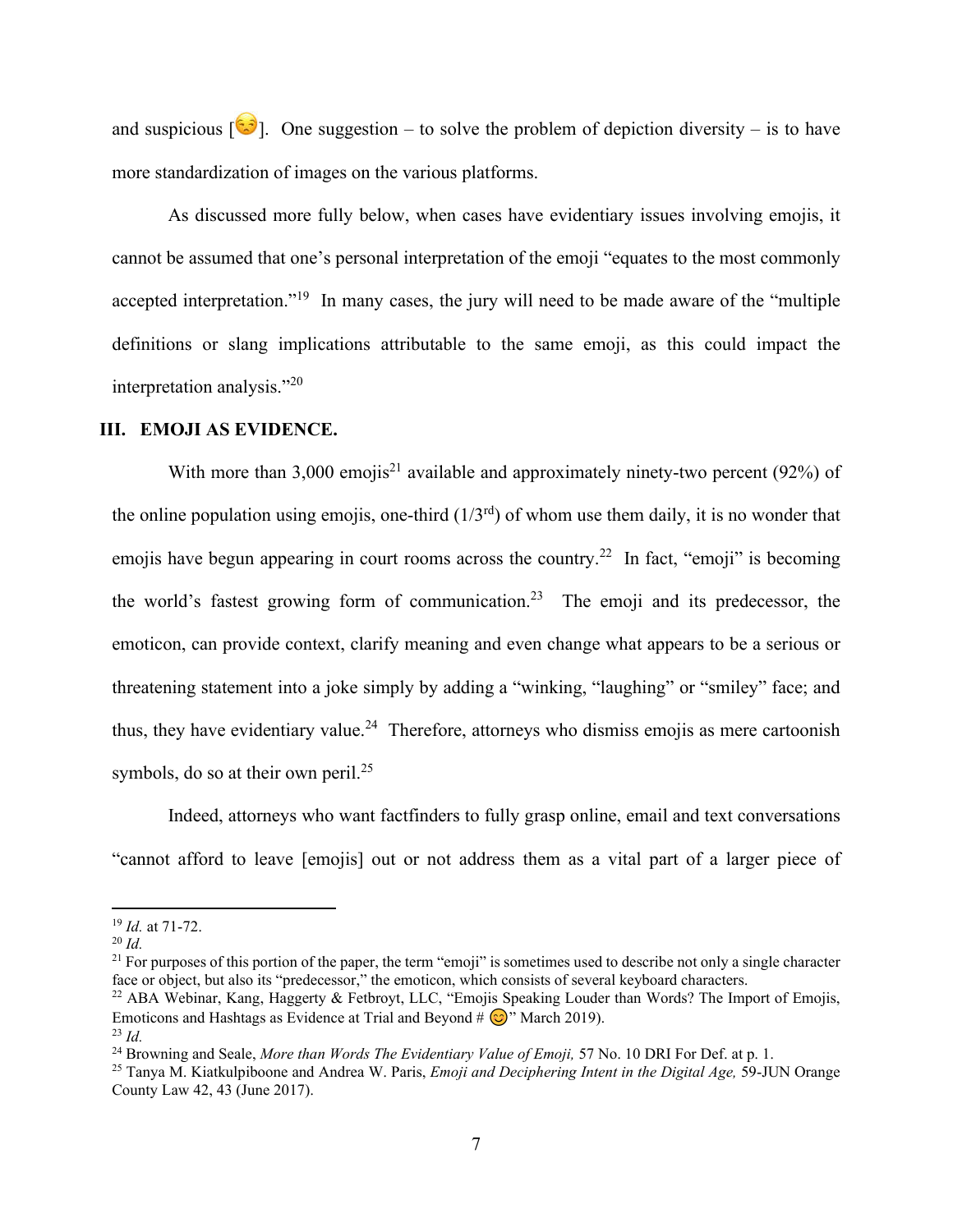and suspicious [😒]. One suggestion – to solve the problem of depiction diversity – is to have more standardization of images on the various platforms.

As discussed more fully below, when cases have evidentiary issues involving emojis, it cannot be assumed that one's personal interpretation of the emoji "equates to the most commonly accepted interpretation."[19] In many cases, the jury will need to be made aware of the "multiple definitions or slang implications attributable to the same emoji, as this could impact the interpretation analysis."[20]

## III. EMOJI AS EVIDENCE.

With more than 3,000 emojis[21] available and approximately ninety-two percent (92%) of the online population using emojis, one-third (1/3rd) of whom use them daily, it is no wonder that emojis have begun appearing in court rooms across the country.[22] In fact, "emoji" is becoming the world's fastest growing form of communication.[23] The emoji and its predecessor, the emoticon, can provide context, clarify meaning and even change what appears to be a serious or threatening statement into a joke simply by adding a "winking, "laughing" or "smiley" face; and thus, they have evidentiary value.[24] Therefore, attorneys who dismiss emojis as mere cartoonish symbols, do so at their own peril.[25]

Indeed, attorneys who want factfinders to fully grasp online, email and text conversations "cannot afford to leave [emojis] out or not address them as a vital part of a larger piece of

---

[19] *Id.* at 71-72.

[20] *Id.*

[21] For purposes of this portion of the paper, the term "emoji" is sometimes used to describe not only a single character face or object, but also its "predecessor," the emoticon, which consists of several keyboard characters.

[22] ABA Webinar, Kang, Haggerty & Fetbroyt, LLC, "Emojis Speaking Louder than Words? The Import of Emojis, Emoticons and Hashtags as Evidence at Trial and Beyond # 😊" March 2019).

[23] *Id.*

[24] Browning and Seale, *More than Words The Evidentiary Value of Emoji,* 57 No. 10 DRI For Def. at p. 1.

[25] Tanya M. Kiatkulpiboone and Andrea W. Paris, *Emoji and Deciphering Intent in the Digital Age,* 59-JUN Orange County Law 42, 43 (June 2017).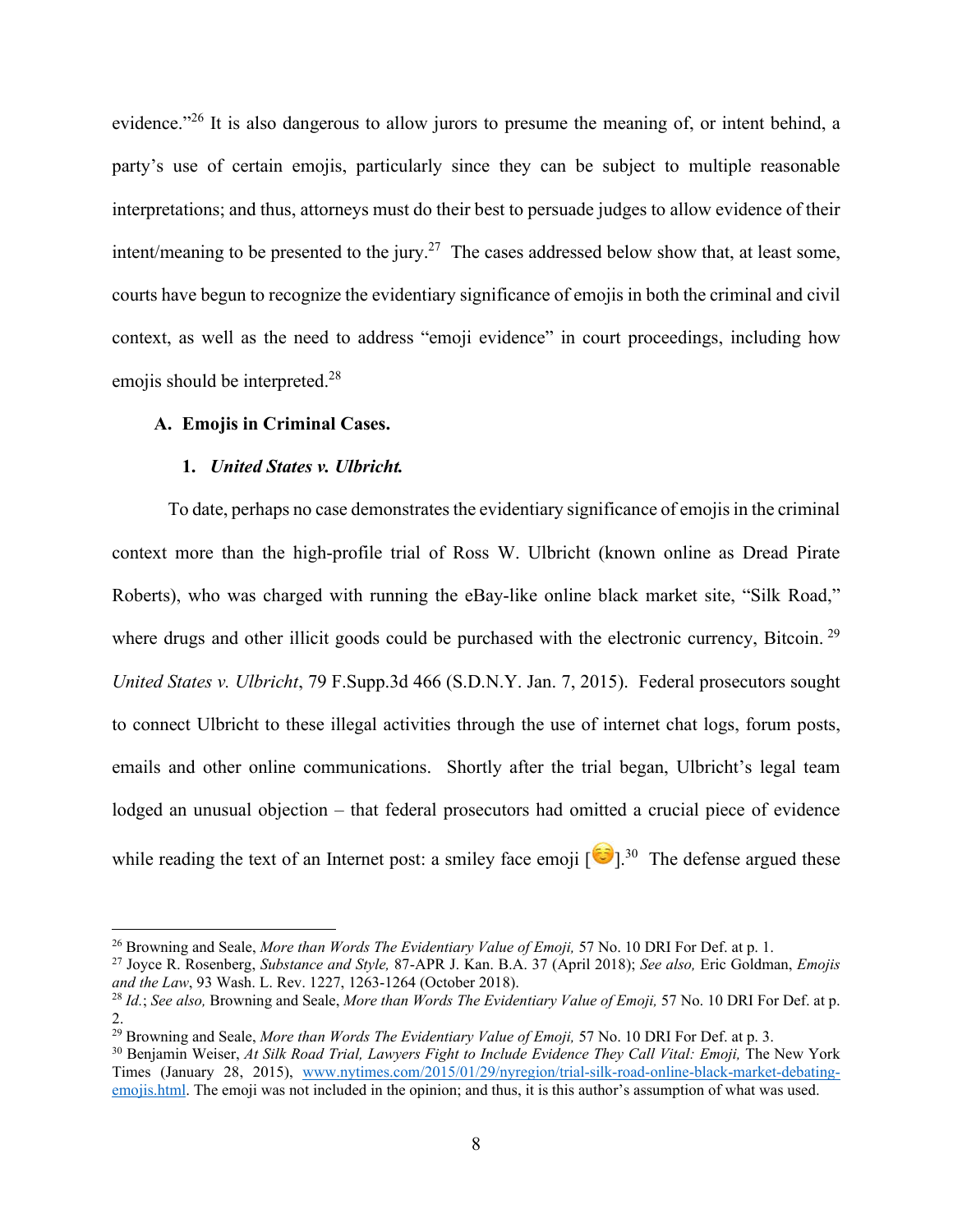evidence."[26] It is also dangerous to allow jurors to presume the meaning of, or intent behind, a party's use of certain emojis, particularly since they can be subject to multiple reasonable interpretations; and thus, attorneys must do their best to persuade judges to allow evidence of their intent/meaning to be presented to the jury.[27] The cases addressed below show that, at least some, courts have begun to recognize the evidentiary significance of emojis in both the criminal and civil context, as well as the need to address "emoji evidence" in court proceedings, including how emojis should be interpreted.[28]

### A. Emojis in Criminal Cases.

#### 1. *United States v. Ulbricht.*

To date, perhaps no case demonstrates the evidentiary significance of emojis in the criminal context more than the high-profile trial of Ross W. Ulbricht (known online as Dread Pirate Roberts), who was charged with running the eBay-like online black market site, "Silk Road," where drugs and other illicit goods could be purchased with the electronic currency, Bitcoin. [29] *United States v. Ulbricht*, 79 F.Supp.3d 466 (S.D.N.Y. Jan. 7, 2015). Federal prosecutors sought to connect Ulbricht to these illegal activities through the use of internet chat logs, forum posts, emails and other online communications. Shortly after the trial began, Ulbricht's legal team lodged an unusual objection – that federal prosecutors had omitted a crucial piece of evidence while reading the text of an Internet post: a smiley face emoji [☺️].[30] The defense argued these

---

[26] Browning and Seale, *More than Words The Evidentiary Value of Emoji,* 57 No. 10 DRI For Def. at p. 1.

[27] Joyce R. Rosenberg, *Substance and Style,* 87-APR J. Kan. B.A. 37 (April 2018); *See also,* Eric Goldman, *Emojis and the Law*, 93 Wash. L. Rev. 1227, 1263-1264 (October 2018).

[28] *Id.*; *See also,* Browning and Seale, *More than Words The Evidentiary Value of Emoji,* 57 No. 10 DRI For Def. at p. 2.

[29] Browning and Seale, *More than Words The Evidentiary Value of Emoji,* 57 No. 10 DRI For Def. at p. 3.

[30] Benjamin Weiser, *At Silk Road Trial, Lawyers Fight to Include Evidence They Call Vital: Emoji,* The New York Times (January 28, 2015), www.nytimes.com/2015/01/29/nyregion/trial-silk-road-online-black-market-debating-emojis.html. The emoji was not included in the opinion; and thus, it is this author's assumption of what was used.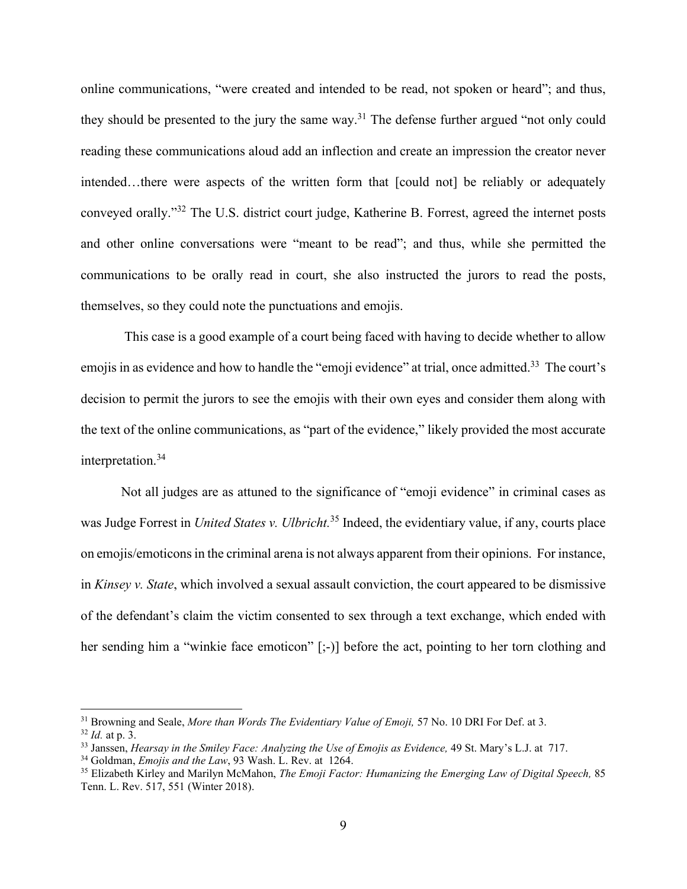online communications, "were created and intended to be read, not spoken or heard"; and thus, they should be presented to the jury the same way.[31] The defense further argued "not only could reading these communications aloud add an inflection and create an impression the creator never intended…there were aspects of the written form that [could not] be reliably or adequately conveyed orally."[32] The U.S. district court judge, Katherine B. Forrest, agreed the internet posts and other online conversations were "meant to be read"; and thus, while she permitted the communications to be orally read in court, she also instructed the jurors to read the posts, themselves, so they could note the punctuations and emojis.

This case is a good example of a court being faced with having to decide whether to allow emojis in as evidence and how to handle the "emoji evidence" at trial, once admitted.[33] The court's decision to permit the jurors to see the emojis with their own eyes and consider them along with the text of the online communications, as "part of the evidence," likely provided the most accurate interpretation.[34]

Not all judges are as attuned to the significance of "emoji evidence" in criminal cases as was Judge Forrest in *United States v. Ulbricht.*[35] Indeed, the evidentiary value, if any, courts place on emojis/emoticons in the criminal arena is not always apparent from their opinions. For instance, in *Kinsey v. State*, which involved a sexual assault conviction, the court appeared to be dismissive of the defendant's claim the victim consented to sex through a text exchange, which ended with her sending him a "winkie face emoticon" [;-)] before the act, pointing to her torn clothing and

---

[31] Browning and Seale, *More than Words The Evidentiary Value of Emoji,* 57 No. 10 DRI For Def. at 3.

[32] *Id.* at p. 3.

[33] Janssen, *Hearsay in the Smiley Face: Analyzing the Use of Emojis as Evidence,* 49 St. Mary's L.J. at 717.

[34] Goldman, *Emojis and the Law*, 93 Wash. L. Rev. at 1264.

[35] Elizabeth Kirley and Marilyn McMahon, *The Emoji Factor: Humanizing the Emerging Law of Digital Speech,* 85 Tenn. L. Rev. 517, 551 (Winter 2018).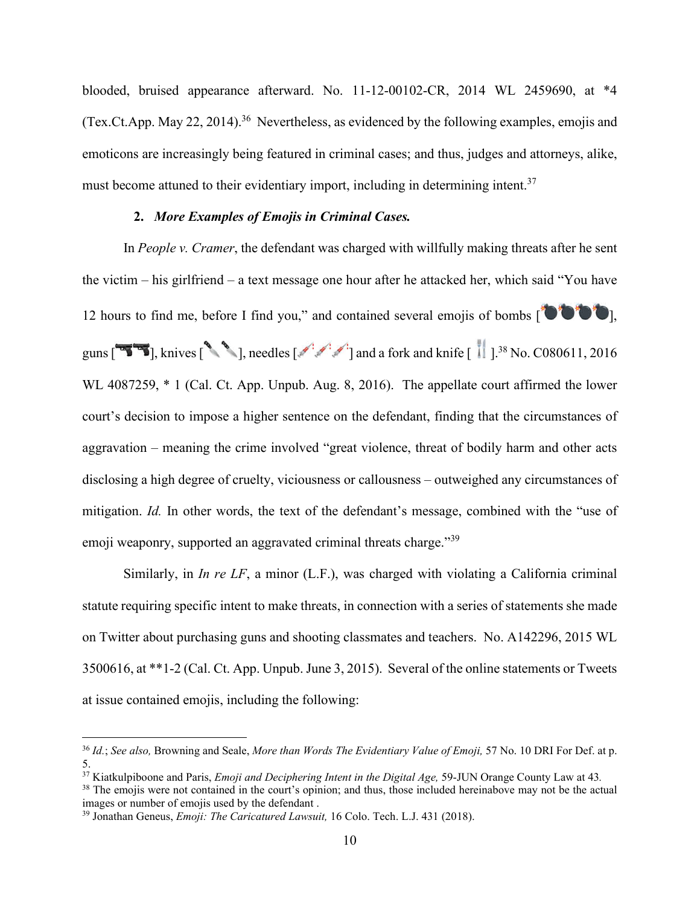blooded, bruised appearance afterward. No. 11-12-00102-CR, 2014 WL 2459690, at *4 (Tex.Ct.App. May 22, 2014).[36] Nevertheless, as evidenced by the following examples, emojis and emoticons are increasingly being featured in criminal cases; and thus, judges and attorneys, alike, must become attuned to their evidentiary import, including in determining intent.[37]

**2. *More Examples of Emojis in Criminal Cases.***

In *People v. Cramer*, the defendant was charged with willfully making threats after he sent the victim – his girlfriend – a text message one hour after he attacked her, which said "You have 12 hours to find me, before I find you," and contained several emojis of bombs [💣💣💣💣], guns [🔫🔫], knives [🔪🔪], needles [💉💉💉] and a fork and knife [🍴].[38] No. C080611, 2016 WL 4087259, * 1 (Cal. Ct. App. Unpub. Aug. 8, 2016). The appellate court affirmed the lower court's decision to impose a higher sentence on the defendant, finding that the circumstances of aggravation – meaning the crime involved "great violence, threat of bodily harm and other acts disclosing a high degree of cruelty, viciousness or callousness – outweighed any circumstances of mitigation. *Id.* In other words, the text of the defendant's message, combined with the "use of emoji weaponry, supported an aggravated criminal threats charge."[39]

Similarly, in *In re LF*, a minor (L.F.), was charged with violating a California criminal statute requiring specific intent to make threats, in connection with a series of statements she made on Twitter about purchasing guns and shooting classmates and teachers. No. A142296, 2015 WL 3500616, at **1-2 (Cal. Ct. App. Unpub. June 3, 2015). Several of the online statements or Tweets at issue contained emojis, including the following:

---

[36] *Id.*; *See also,* Browning and Seale, *More than Words The Evidentiary Value of Emoji,* 57 No. 10 DRI For Def. at p. 5.

[37] Kiatkulpiboone and Paris, *Emoji and Deciphering Intent in the Digital Age,* 59-JUN Orange County Law at 43.

[38] The emojis were not contained in the court's opinion; and thus, those included hereinabove may not be the actual images or number of emojis used by the defendant .

[39] Jonathan Geneus, *Emoji: The Caricatured Lawsuit,* 16 Colo. Tech. L.J. 431 (2018).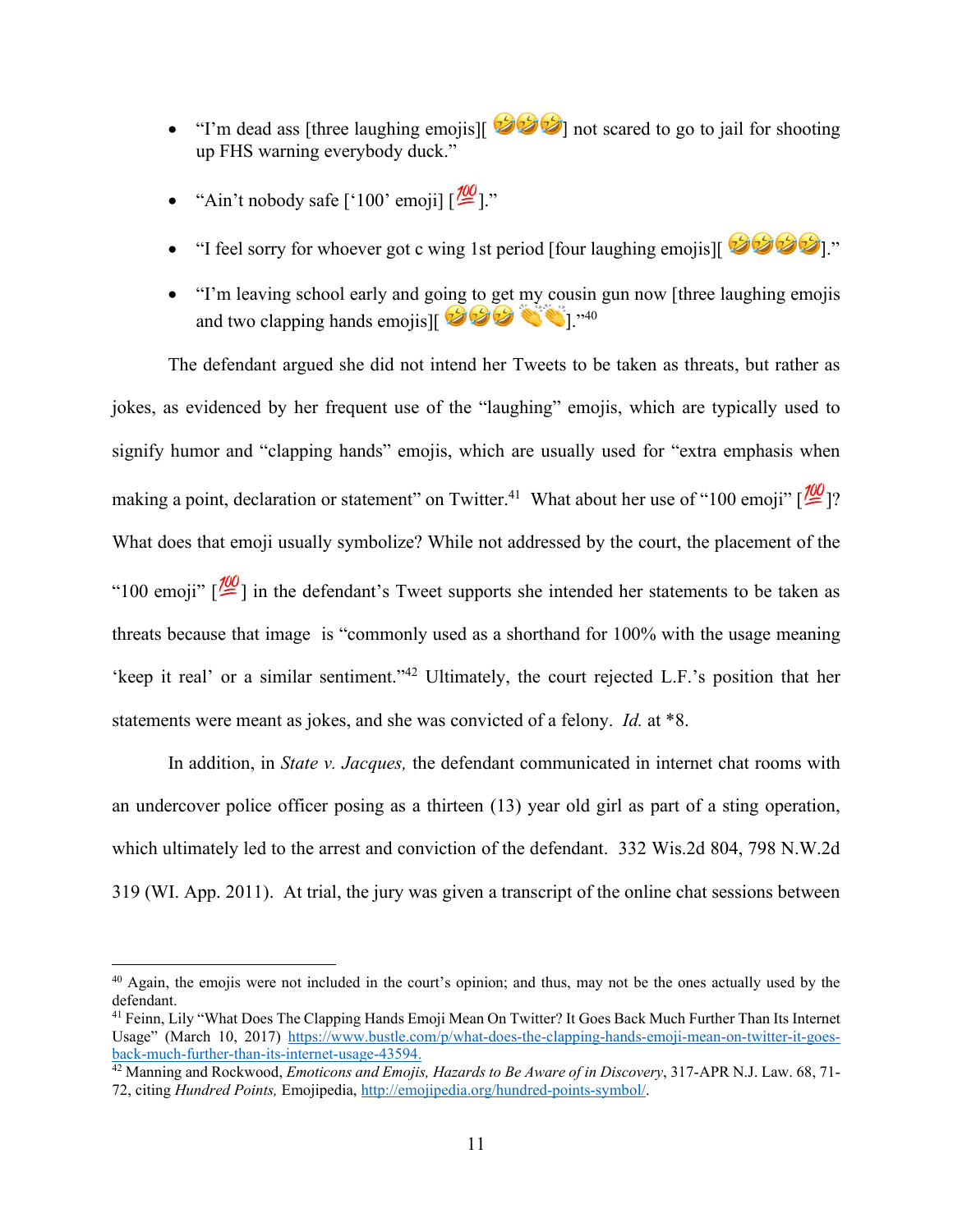- "I'm dead ass [three laughing emojis][🤣🤣🤣] not scared to go to jail for shooting up FHS warning everybody duck."

- "Ain't nobody safe ['100' emoji] [💯]."

- "I feel sorry for whoever got c wing 1st period [four laughing emojis][🤣🤣🤣🤣]."

- "I'm leaving school early and going to get my cousin gun now [three laughing emojis and two clapping hands emojis][🤣🤣🤣 👏👏]."[40]

The defendant argued she did not intend her Tweets to be taken as threats, but rather as jokes, as evidenced by her frequent use of the "laughing" emojis, which are typically used to signify humor and "clapping hands" emojis, which are usually used for "extra emphasis when making a point, declaration or statement" on Twitter.[41] What about her use of "100 emoji" [💯]? What does that emoji usually symbolize? While not addressed by the court, the placement of the "100 emoji" [💯] in the defendant's Tweet supports she intended her statements to be taken as threats because that image is "commonly used as a shorthand for 100% with the usage meaning 'keep it real' or a similar sentiment."[42] Ultimately, the court rejected L.F.'s position that her statements were meant as jokes, and she was convicted of a felony. *Id.* at *8.

In addition, in *State v. Jacques,* the defendant communicated in internet chat rooms with an undercover police officer posing as a thirteen (13) year old girl as part of a sting operation, which ultimately led to the arrest and conviction of the defendant. 332 Wis.2d 804, 798 N.W.2d 319 (WI. App. 2011). At trial, the jury was given a transcript of the online chat sessions between

---

[40] Again, the emojis were not included in the court's opinion; and thus, may not be the ones actually used by the defendant.

[41] Feinn, Lily "What Does The Clapping Hands Emoji Mean On Twitter? It Goes Back Much Further Than Its Internet Usage" (March 10, 2017) https://www.bustle.com/p/what-does-the-clapping-hands-emoji-mean-on-twitter-it-goes-back-much-further-than-its-internet-usage-43594.

[42] Manning and Rockwood, *Emoticons and Emojis, Hazards to Be Aware of in Discovery*, 317-APR N.J. Law. 68, 71-72, citing *Hundred Points,* Emojipedia, http://emojipedia.org/hundred-points-symbol/.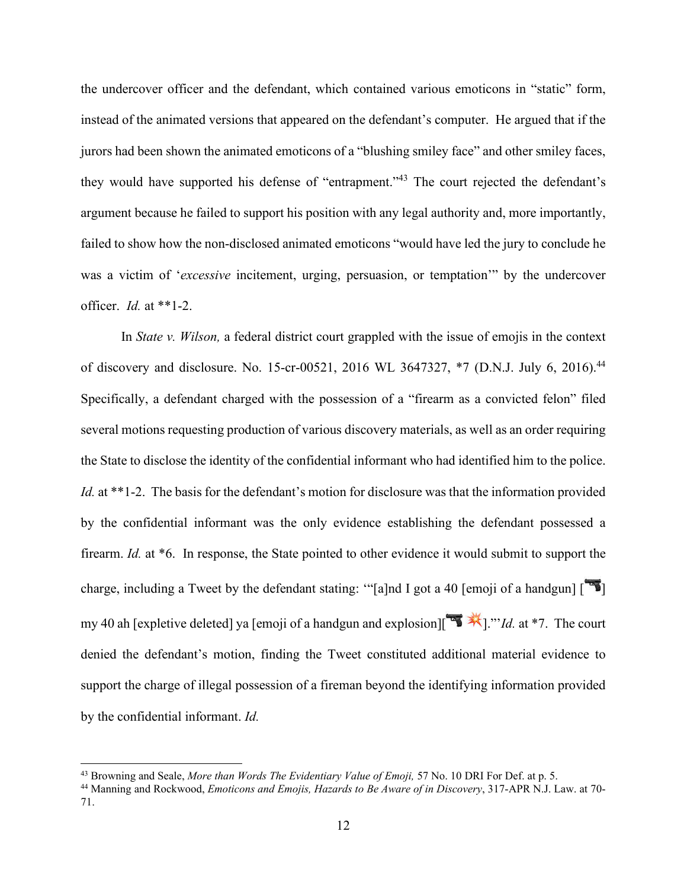the undercover officer and the defendant, which contained various emoticons in "static" form, instead of the animated versions that appeared on the defendant's computer. He argued that if the jurors had been shown the animated emoticons of a "blushing smiley face" and other smiley faces, they would have supported his defense of "entrapment."[43] The court rejected the defendant's argument because he failed to support his position with any legal authority and, more importantly, failed to show how the non-disclosed animated emoticons "would have led the jury to conclude he was a victim of '*excessive* incitement, urging, persuasion, or temptation'" by the undercover officer. *Id.* at **1-2.

In *State v. Wilson,* a federal district court grappled with the issue of emojis in the context of discovery and disclosure. No. 15-cr-00521, 2016 WL 3647327, *7 (D.N.J. July 6, 2016).[44] Specifically, a defendant charged with the possession of a "firearm as a convicted felon" filed several motions requesting production of various discovery materials, as well as an order requiring the State to disclose the identity of the confidential informant who had identified him to the police. *Id.* at **1-2. The basis for the defendant's motion for disclosure was that the information provided by the confidential informant was the only evidence establishing the defendant possessed a firearm. *Id.* at *6. In response, the State pointed to other evidence it would submit to support the charge, including a Tweet by the defendant stating: '"[a]nd I got a 40 [emoji of a handgun] [🔫] my 40 ah [expletive deleted] ya [emoji of a handgun and explosion][🔫 💥]."' *Id.* at *7. The court denied the defendant's motion, finding the Tweet constituted additional material evidence to support the charge of illegal possession of a fireman beyond the identifying information provided by the confidential informant. *Id.*

---

[43] Browning and Seale, *More than Words The Evidentiary Value of Emoji,* 57 No. 10 DRI For Def. at p. 5.

[44] Manning and Rockwood, *Emoticons and Emojis, Hazards to Be Aware of in Discovery*, 317-APR N.J. Law. at 70-71.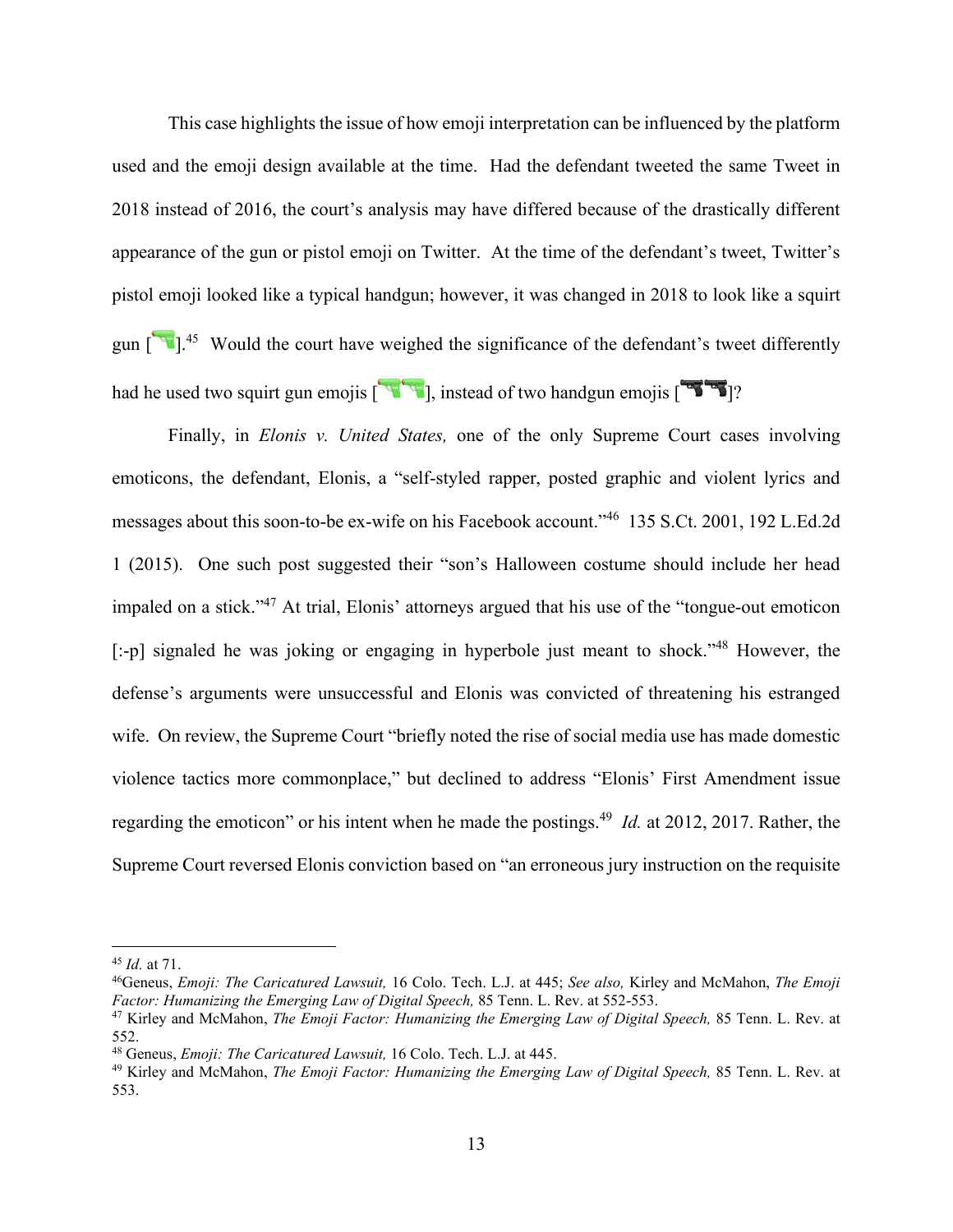This case highlights the issue of how emoji interpretation can be influenced by the platform used and the emoji design available at the time. Had the defendant tweeted the same Tweet in 2018 instead of 2016, the court's analysis may have differed because of the drastically different appearance of the gun or pistol emoji on Twitter. At the time of the defendant's tweet, Twitter's pistol emoji looked like a typical handgun; however, it was changed in 2018 to look like a squirt gun [🔫].[45] Would the court have weighed the significance of the defendant's tweet differently had he used two squirt gun emojis [🔫🔫], instead of two handgun emojis [🔫🔫]?

Finally, in *Elonis v. United States,* one of the only Supreme Court cases involving emoticons, the defendant, Elonis, a "self-styled rapper, posted graphic and violent lyrics and messages about this soon-to-be ex-wife on his Facebook account."[46] 135 S.Ct. 2001, 192 L.Ed.2d 1 (2015). One such post suggested their "son's Halloween costume should include her head impaled on a stick."[47] At trial, Elonis' attorneys argued that his use of the "tongue-out emoticon [:-p] signaled he was joking or engaging in hyperbole just meant to shock."[48] However, the defense's arguments were unsuccessful and Elonis was convicted of threatening his estranged wife. On review, the Supreme Court "briefly noted the rise of social media use has made domestic violence tactics more commonplace," but declined to address "Elonis' First Amendment issue regarding the emoticon" or his intent when he made the postings.[49] *Id.* at 2012, 2017. Rather, the Supreme Court reversed Elonis conviction based on "an erroneous jury instruction on the requisite

---

[45] *Id.* at 71.

[46] Geneus, *Emoji: The Caricatured Lawsuit,* 16 Colo. Tech. L.J. at 445; *See also,* Kirley and McMahon, *The Emoji Factor: Humanizing the Emerging Law of Digital Speech,* 85 Tenn. L. Rev. at 552-553.

[47] Kirley and McMahon, *The Emoji Factor: Humanizing the Emerging Law of Digital Speech,* 85 Tenn. L. Rev. at 552.

[48] Geneus, *Emoji: The Caricatured Lawsuit,* 16 Colo. Tech. L.J. at 445.

[49] Kirley and McMahon, *The Emoji Factor: Humanizing the Emerging Law of Digital Speech,* 85 Tenn. L. Rev. at 553.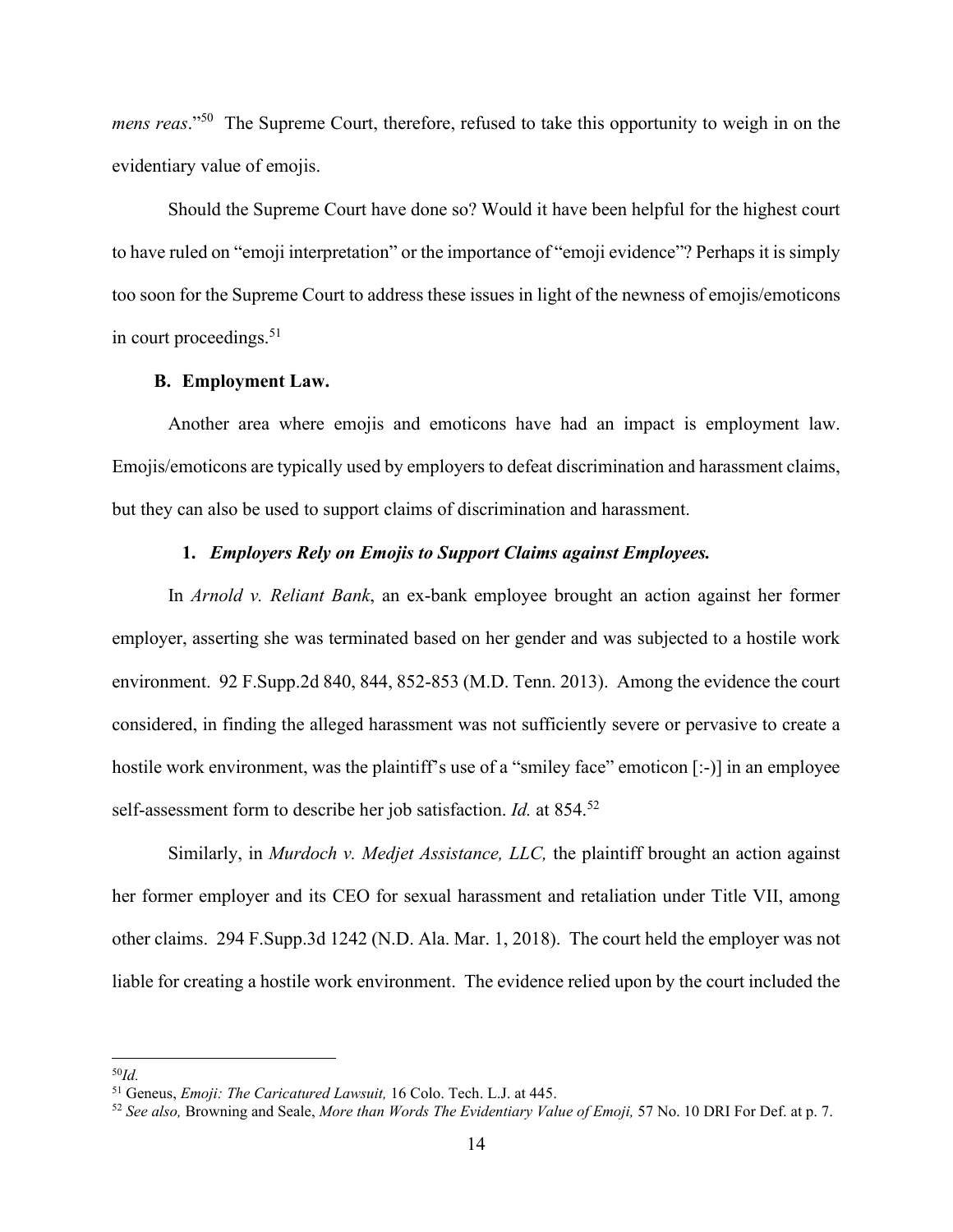*mens reas*."[50] The Supreme Court, therefore, refused to take this opportunity to weigh in on the evidentiary value of emojis.

Should the Supreme Court have done so? Would it have been helpful for the highest court to have ruled on "emoji interpretation" or the importance of "emoji evidence"? Perhaps it is simply too soon for the Supreme Court to address these issues in light of the newness of emojis/emoticons in court proceedings.[51]

### B. Employment Law.

Another area where emojis and emoticons have had an impact is employment law. Emojis/emoticons are typically used by employers to defeat discrimination and harassment claims, but they can also be used to support claims of discrimination and harassment.

#### 1. *Employers Rely on Emojis to Support Claims against Employees.*

In *Arnold v. Reliant Bank*, an ex-bank employee brought an action against her former employer, asserting she was terminated based on her gender and was subjected to a hostile work environment. 92 F.Supp.2d 840, 844, 852-853 (M.D. Tenn. 2013). Among the evidence the court considered, in finding the alleged harassment was not sufficiently severe or pervasive to create a hostile work environment, was the plaintiff's use of a "smiley face" emoticon [:-)] in an employee self-assessment form to describe her job satisfaction. *Id.* at 854.[52]

Similarly, in *Murdoch v. Medjet Assistance, LLC,* the plaintiff brought an action against her former employer and its CEO for sexual harassment and retaliation under Title VII, among other claims. 294 F.Supp.3d 1242 (N.D. Ala. Mar. 1, 2018). The court held the employer was not liable for creating a hostile work environment. The evidence relied upon by the court included the

---

[50] *Id.*

[51] Geneus, *Emoji: The Caricatured Lawsuit,* 16 Colo. Tech. L.J. at 445.

[52] *See also,* Browning and Seale, *More than Words The Evidentiary Value of Emoji,* 57 No. 10 DRI For Def. at p. 7.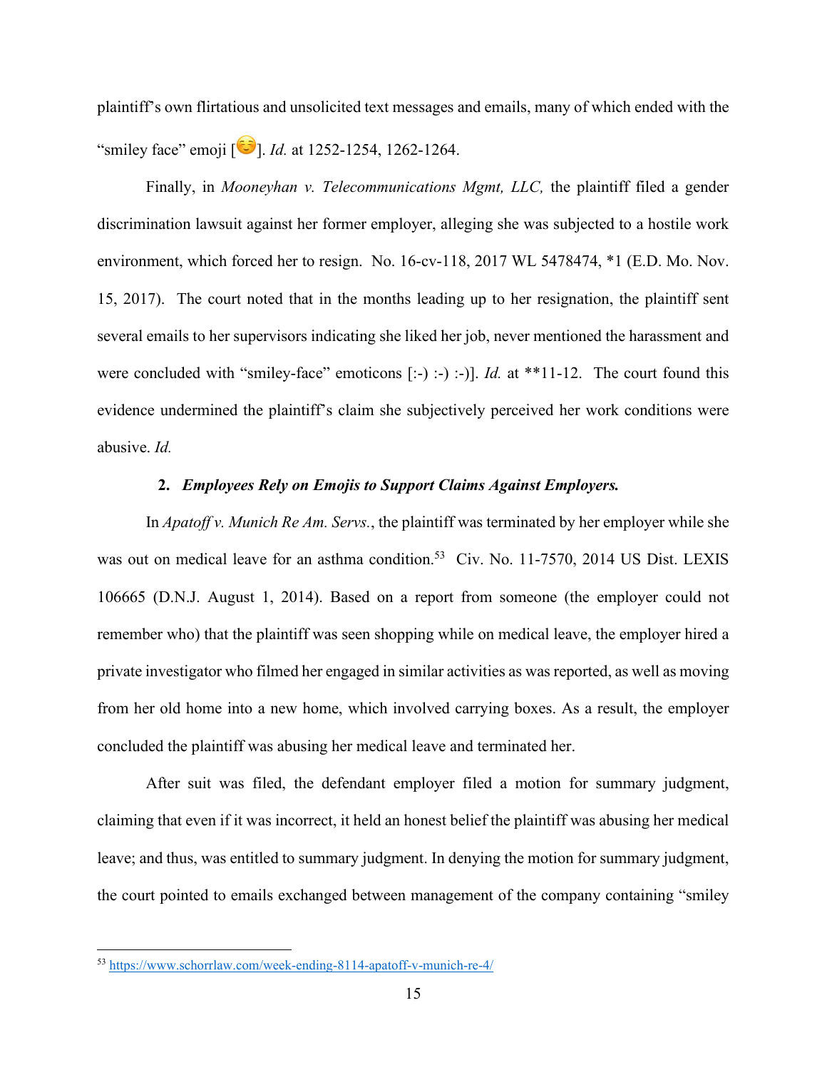plaintiff's own flirtatious and unsolicited text messages and emails, many of which ended with the "smiley face" emoji [☺️]. *Id.* at 1252-1254, 1262-1264.

Finally, in *Mooneyhan v. Telecommunications Mgmt, LLC,* the plaintiff filed a gender discrimination lawsuit against her former employer, alleging she was subjected to a hostile work environment, which forced her to resign. No. 16-cv-118, 2017 WL 5478474, *1 (E.D. Mo. Nov. 15, 2017). The court noted that in the months leading up to her resignation, the plaintiff sent several emails to her supervisors indicating she liked her job, never mentioned the harassment and were concluded with "smiley-face" emoticons [:-) :-) :-)]. *Id.* at **11-12. The court found this evidence undermined the plaintiff's claim she subjectively perceived her work conditions were abusive. *Id.*

### 2. *Employees Rely on Emojis to Support Claims Against Employers.*

In *Apatoff v. Munich Re Am. Servs.*, the plaintiff was terminated by her employer while she was out on medical leave for an asthma condition.[53] Civ. No. 11-7570, 2014 US Dist. LEXIS 106665 (D.N.J. August 1, 2014). Based on a report from someone (the employer could not remember who) that the plaintiff was seen shopping while on medical leave, the employer hired a private investigator who filmed her engaged in similar activities as was reported, as well as moving from her old home into a new home, which involved carrying boxes. As a result, the employer concluded the plaintiff was abusing her medical leave and terminated her.

After suit was filed, the defendant employer filed a motion for summary judgment, claiming that even if it was incorrect, it held an honest belief the plaintiff was abusing her medical leave; and thus, was entitled to summary judgment. In denying the motion for summary judgment, the court pointed to emails exchanged between management of the company containing "smiley

[53] https://www.schorrlaw.com/week-ending-8114-apatoff-v-munich-re-4/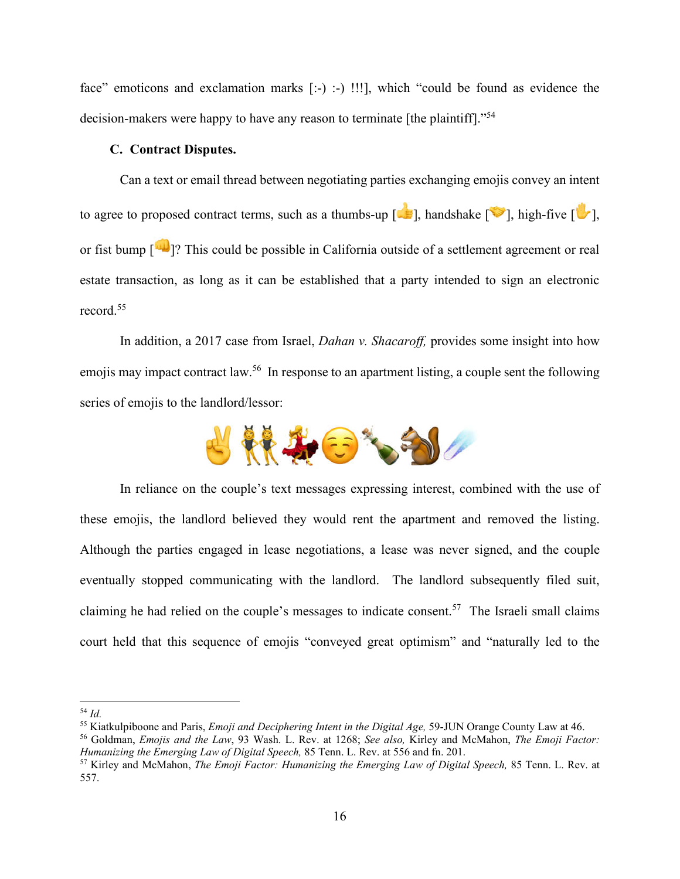face" emoticons and exclamation marks [:-) :-) !!!], which "could be found as evidence the decision-makers were happy to have any reason to terminate [the plaintiff]."[54]

**C. Contract Disputes.**

Can a text or email thread between negotiating parties exchanging emojis convey an intent to agree to proposed contract terms, such as a thumbs-up [👍], handshake [🤝], high-five [✋], or fist bump [👊]? This could be possible in California outside of a settlement agreement or real estate transaction, as long as it can be established that a party intended to sign an electronic record.[55]

In addition, a 2017 case from Israel, *Dahan v. Shacaroff,* provides some insight into how emojis may impact contract law.[56] In response to an apartment listing, a couple sent the following series of emojis to the landlord/lessor:

✌️👯💃☺️🍾🐿️☄️

In reliance on the couple's text messages expressing interest, combined with the use of these emojis, the landlord believed they would rent the apartment and removed the listing. Although the parties engaged in lease negotiations, a lease was never signed, and the couple eventually stopped communicating with the landlord. The landlord subsequently filed suit, claiming he had relied on the couple's messages to indicate consent.[57] The Israeli small claims court held that this sequence of emojis "conveyed great optimism" and "naturally led to the

---

[54] *Id.*

[55] Kiatkulpiboone and Paris, *Emoji and Deciphering Intent in the Digital Age,* 59-JUN Orange County Law at 46.

[56] Goldman, *Emojis and the Law*, 93 Wash. L. Rev. at 1268; *See also,* Kirley and McMahon, *The Emoji Factor: Humanizing the Emerging Law of Digital Speech,* 85 Tenn. L. Rev. at 556 and fn. 201.

[57] Kirley and McMahon, *The Emoji Factor: Humanizing the Emerging Law of Digital Speech,* 85 Tenn. L. Rev. at 557.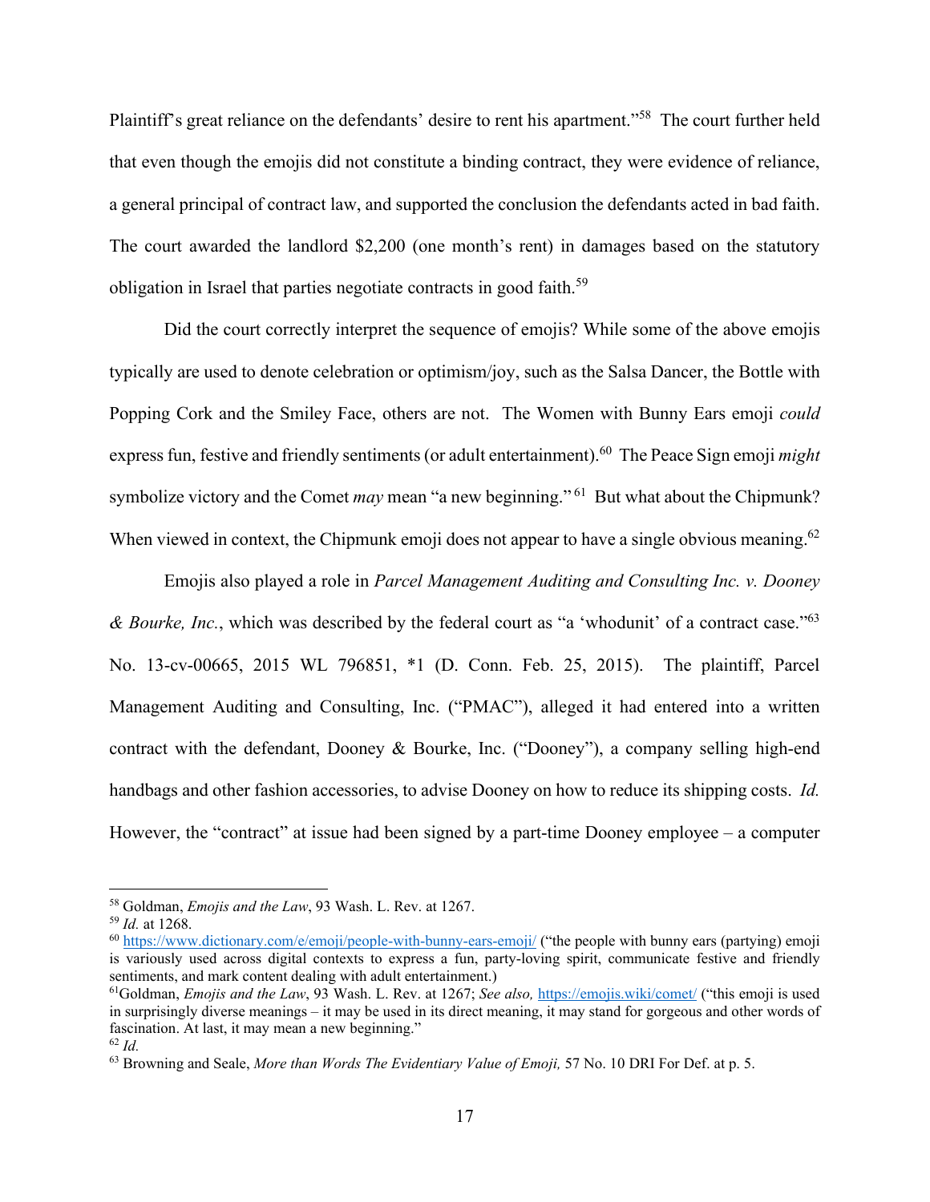Plaintiff's great reliance on the defendants' desire to rent his apartment."[58] The court further held that even though the emojis did not constitute a binding contract, they were evidence of reliance, a general principal of contract law, and supported the conclusion the defendants acted in bad faith. The court awarded the landlord $2,200 (one month's rent) in damages based on the statutory obligation in Israel that parties negotiate contracts in good faith.[59]

Did the court correctly interpret the sequence of emojis? While some of the above emojis typically are used to denote celebration or optimism/joy, such as the Salsa Dancer, the Bottle with Popping Cork and the Smiley Face, others are not. The Women with Bunny Ears emoji *could* express fun, festive and friendly sentiments (or adult entertainment).[60] The Peace Sign emoji *might* symbolize victory and the Comet *may* mean "a new beginning."[61] But what about the Chipmunk? When viewed in context, the Chipmunk emoji does not appear to have a single obvious meaning.[62]

Emojis also played a role in *Parcel Management Auditing and Consulting Inc. v. Dooney & Bourke, Inc.*, which was described by the federal court as "a 'whodunit' of a contract case."[63] No. 13-cv-00665, 2015 WL 796851, *1 (D. Conn. Feb. 25, 2015). The plaintiff, Parcel Management Auditing and Consulting, Inc. ("PMAC"), alleged it had entered into a written contract with the defendant, Dooney & Bourke, Inc. ("Dooney"), a company selling high-end handbags and other fashion accessories, to advise Dooney on how to reduce its shipping costs. *Id.* However, the "contract" at issue had been signed by a part-time Dooney employee – a computer

---

[58] Goldman, *Emojis and the Law*, 93 Wash. L. Rev. at 1267.

[59] *Id.* at 1268.

[60] https://www.dictionary.com/e/emoji/people-with-bunny-ears-emoji/ ("the people with bunny ears (partying) emoji is variously used across digital contexts to express a fun, party-loving spirit, communicate festive and friendly sentiments, and mark content dealing with adult entertainment.)

[61] Goldman, *Emojis and the Law*, 93 Wash. L. Rev. at 1267; *See also,* https://emojis.wiki/comet/ ("this emoji is used in surprisingly diverse meanings – it may be used in its direct meaning, it may stand for gorgeous and other words of fascination. At last, it may mean a new beginning."

[62] *Id.*

[63] Browning and Seale, *More than Words The Evidentiary Value of Emoji,* 57 No. 10 DRI For Def. at p. 5.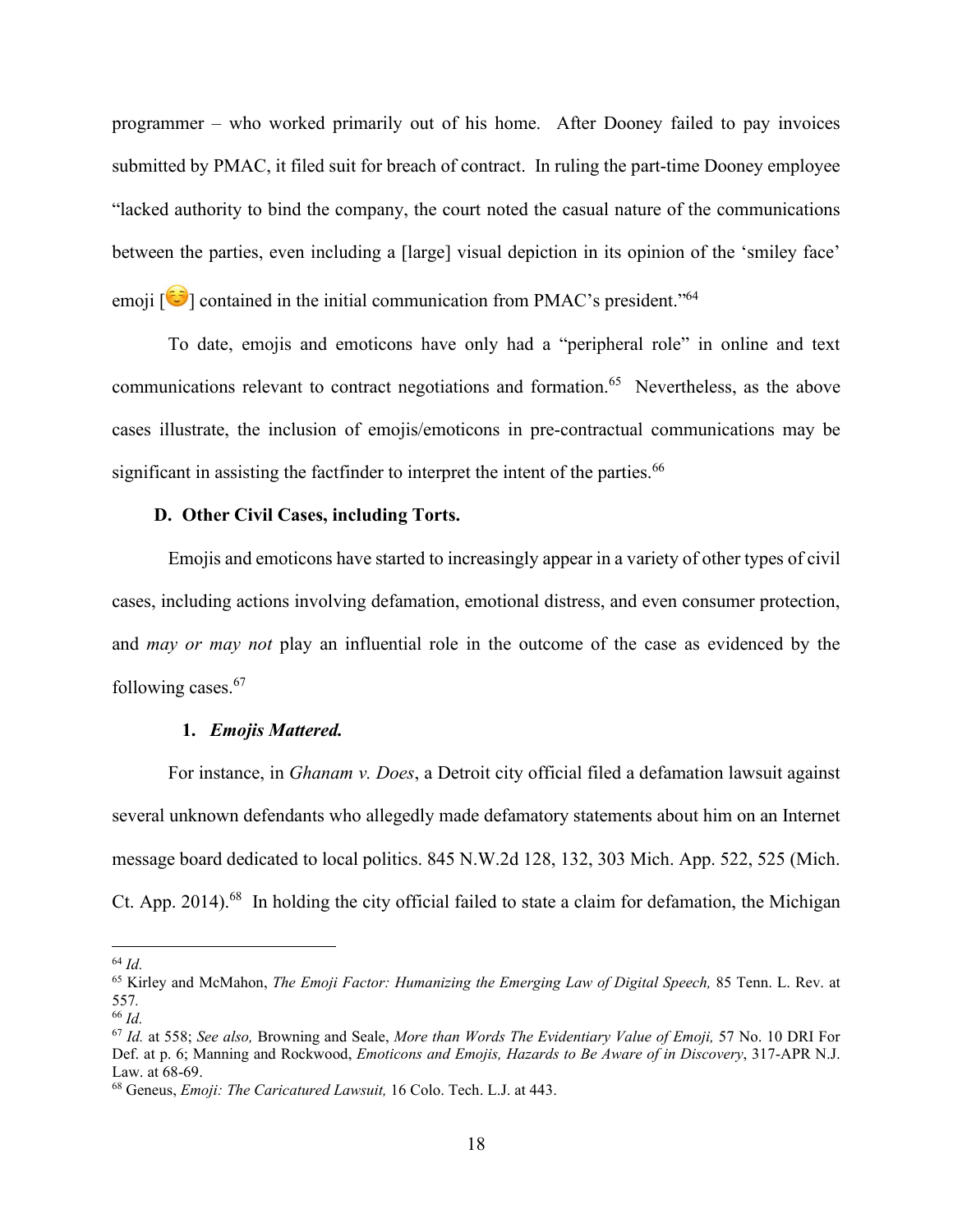programmer – who worked primarily out of his home. After Dooney failed to pay invoices submitted by PMAC, it filed suit for breach of contract. In ruling the part-time Dooney employee "lacked authority to bind the company, the court noted the casual nature of the communications between the parties, even including a [large] visual depiction in its opinion of the 'smiley face' emoji [☺️] contained in the initial communication from PMAC's president."[64]

To date, emojis and emoticons have only had a "peripheral role" in online and text communications relevant to contract negotiations and formation.[65] Nevertheless, as the above cases illustrate, the inclusion of emojis/emoticons in pre-contractual communications may be significant in assisting the factfinder to interpret the intent of the parties.[66]

### D. Other Civil Cases, including Torts.

Emojis and emoticons have started to increasingly appear in a variety of other types of civil cases, including actions involving defamation, emotional distress, and even consumer protection, and *may or may not* play an influential role in the outcome of the case as evidenced by the following cases.[67]

#### 1. *Emojis Mattered.*

For instance, in *Ghanam v. Does*, a Detroit city official filed a defamation lawsuit against several unknown defendants who allegedly made defamatory statements about him on an Internet message board dedicated to local politics. 845 N.W.2d 128, 132, 303 Mich. App. 522, 525 (Mich. Ct. App. 2014).[68] In holding the city official failed to state a claim for defamation, the Michigan

---

[64] *Id.*

[65] Kirley and McMahon, *The Emoji Factor: Humanizing the Emerging Law of Digital Speech,* 85 Tenn. L. Rev. at 557.

[66] *Id.*

[67] *Id.* at 558; *See also,* Browning and Seale, *More than Words The Evidentiary Value of Emoji,* 57 No. 10 DRI For Def. at p. 6; Manning and Rockwood, *Emoticons and Emojis, Hazards to Be Aware of in Discovery*, 317-APR N.J. Law. at 68-69.

[68] Geneus, *Emoji: The Caricatured Lawsuit,* 16 Colo. Tech. L.J. at 443.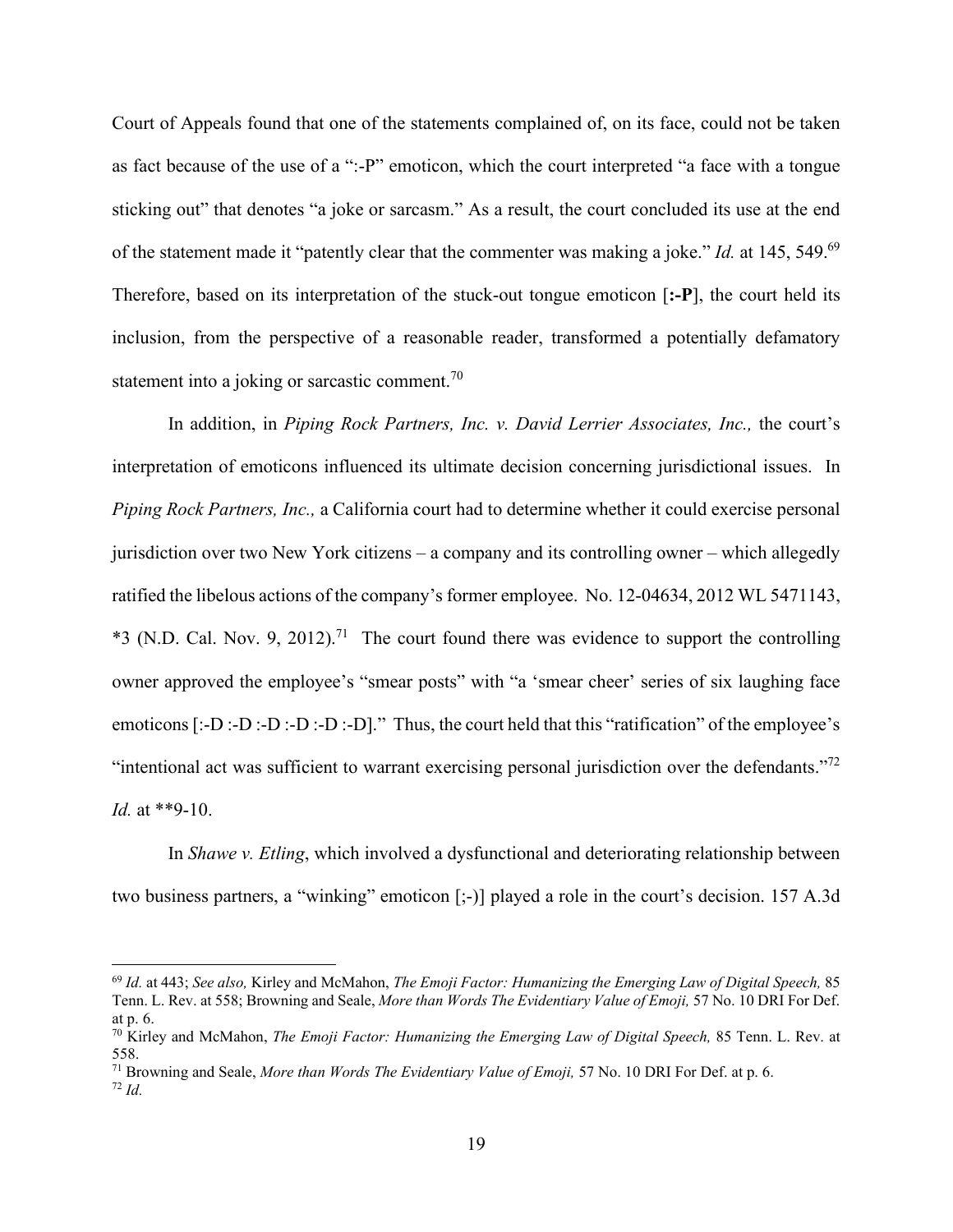Court of Appeals found that one of the statements complained of, on its face, could not be taken as fact because of the use of a ":-P" emoticon, which the court interpreted "a face with a tongue sticking out" that denotes "a joke or sarcasm." As a result, the court concluded its use at the end of the statement made it "patently clear that the commenter was making a joke." *Id.* at 145, 549.[69] Therefore, based on its interpretation of the stuck-out tongue emoticon [**:-P**], the court held its inclusion, from the perspective of a reasonable reader, transformed a potentially defamatory statement into a joking or sarcastic comment.[70]

In addition, in *Piping Rock Partners, Inc. v. David Lerrier Associates, Inc.,* the court's interpretation of emoticons influenced its ultimate decision concerning jurisdictional issues. In *Piping Rock Partners, Inc.,* a California court had to determine whether it could exercise personal jurisdiction over two New York citizens – a company and its controlling owner – which allegedly ratified the libelous actions of the company's former employee. No. 12-04634, 2012 WL 5471143, *3 (N.D. Cal. Nov. 9, 2012).[71] The court found there was evidence to support the controlling owner approved the employee's "smear posts" with "a 'smear cheer' series of six laughing face emoticons [:-D :-D :-D :-D :-D :-D]." Thus, the court held that this "ratification" of the employee's "intentional act was sufficient to warrant exercising personal jurisdiction over the defendants."[72] *Id.* at **9-10.

In *Shawe v. Etling*, which involved a dysfunctional and deteriorating relationship between two business partners, a "winking" emoticon [;-)] played a role in the court's decision. 157 A.3d

---

[69] *Id.* at 443; *See also,* Kirley and McMahon, *The Emoji Factor: Humanizing the Emerging Law of Digital Speech,* 85 Tenn. L. Rev. at 558; Browning and Seale, *More than Words The Evidentiary Value of Emoji,* 57 No. 10 DRI For Def. at p. 6.

[70] Kirley and McMahon, *The Emoji Factor: Humanizing the Emerging Law of Digital Speech,* 85 Tenn. L. Rev. at 558.

[71] Browning and Seale, *More than Words The Evidentiary Value of Emoji,* 57 No. 10 DRI For Def. at p. 6.

[72] *Id.*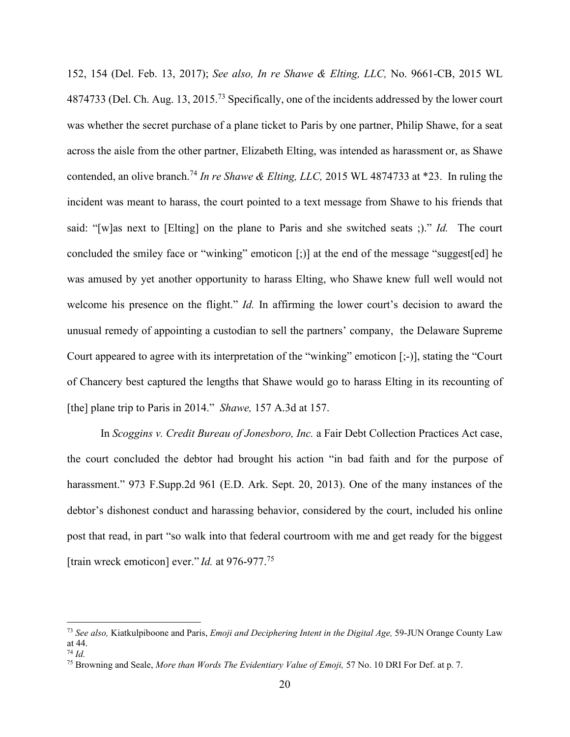152, 154 (Del. Feb. 13, 2017); *See also, In re Shawe & Elting, LLC,* No. 9661-CB, 2015 WL 4874733 (Del. Ch. Aug. 13, 2015.[73] Specifically, one of the incidents addressed by the lower court was whether the secret purchase of a plane ticket to Paris by one partner, Philip Shawe, for a seat across the aisle from the other partner, Elizabeth Elting, was intended as harassment or, as Shawe contended, an olive branch.[74] *In re Shawe & Elting, LLC,* 2015 WL 4874733 at *23. In ruling the incident was meant to harass, the court pointed to a text message from Shawe to his friends that said: "[w]as next to [Elting] on the plane to Paris and she switched seats ;)." *Id.* The court concluded the smiley face or "winking" emoticon [;)] at the end of the message "suggest[ed] he was amused by yet another opportunity to harass Elting, who Shawe knew full well would not welcome his presence on the flight." *Id.* In affirming the lower court's decision to award the unusual remedy of appointing a custodian to sell the partners' company, the Delaware Supreme Court appeared to agree with its interpretation of the "winking" emoticon [;-)], stating the "Court of Chancery best captured the lengths that Shawe would go to harass Elting in its recounting of [the] plane trip to Paris in 2014." *Shawe,* 157 A.3d at 157.

In *Scoggins v. Credit Bureau of Jonesboro, Inc.* a Fair Debt Collection Practices Act case, the court concluded the debtor had brought his action "in bad faith and for the purpose of harassment." 973 F.Supp.2d 961 (E.D. Ark. Sept. 20, 2013). One of the many instances of the debtor's dishonest conduct and harassing behavior, considered by the court, included his online post that read, in part "so walk into that federal courtroom with me and get ready for the biggest [train wreck emoticon] ever." *Id.* at 976-977.[75]

---

[73] *See also,* Kiatkulpiboone and Paris, *Emoji and Deciphering Intent in the Digital Age,* 59-JUN Orange County Law at 44.

[74] *Id.*

[75] Browning and Seale, *More than Words The Evidentiary Value of Emoji,* 57 No. 10 DRI For Def. at p. 7.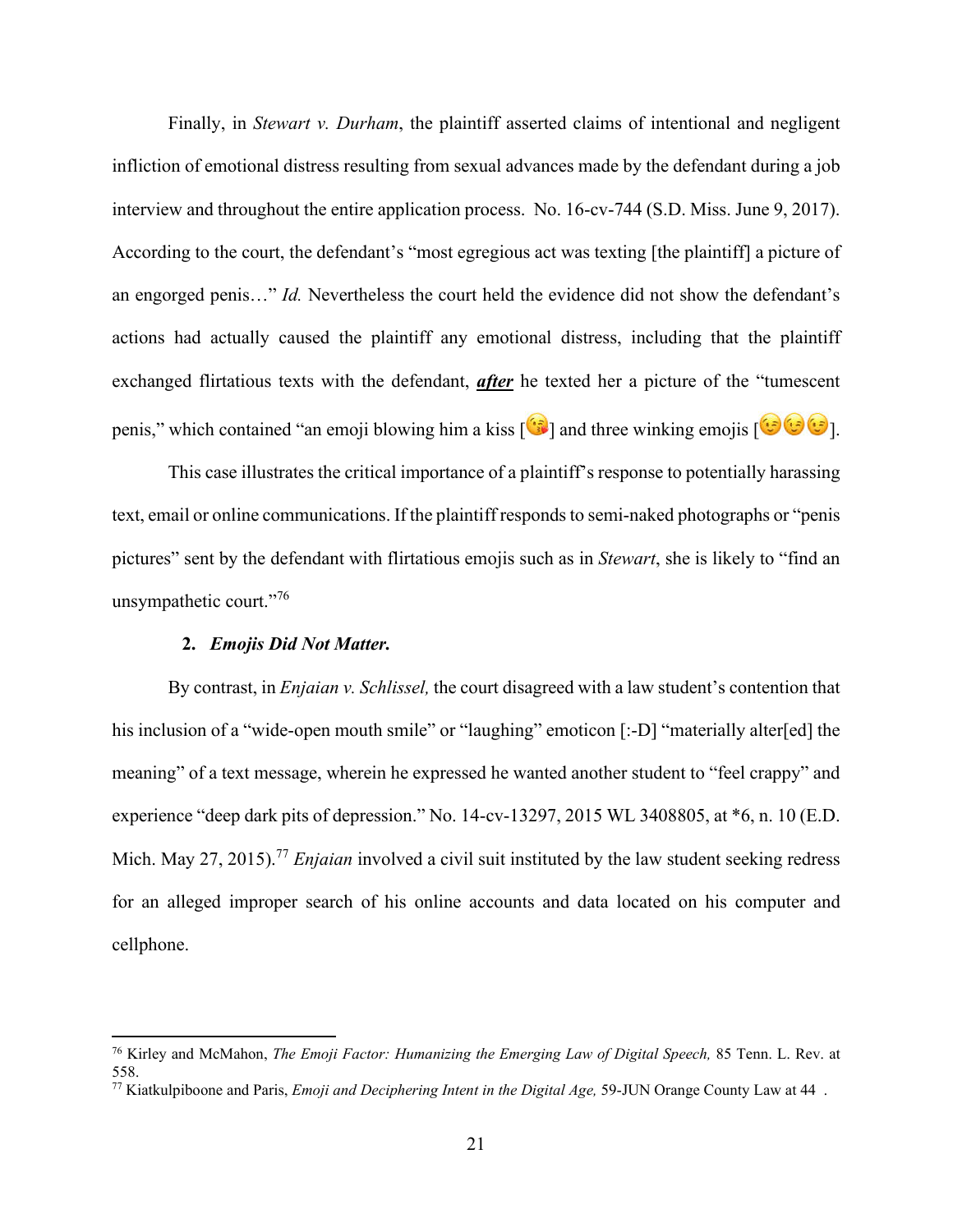Finally, in *Stewart v. Durham*, the plaintiff asserted claims of intentional and negligent infliction of emotional distress resulting from sexual advances made by the defendant during a job interview and throughout the entire application process. No. 16-cv-744 (S.D. Miss. June 9, 2017). According to the court, the defendant's "most egregious act was texting [the plaintiff] a picture of an engorged penis…" *Id.* Nevertheless the court held the evidence did not show the defendant's actions had actually caused the plaintiff any emotional distress, including that the plaintiff exchanged flirtatious texts with the defendant, ***after*** he texted her a picture of the "tumescent penis," which contained "an emoji blowing him a kiss [😘] and three winking emojis [😉😉😉].

This case illustrates the critical importance of a plaintiff's response to potentially harassing text, email or online communications. If the plaintiff responds to semi-naked photographs or "penis pictures" sent by the defendant with flirtatious emojis such as in *Stewart*, she is likely to "find an unsympathetic court."[76]

**2. *Emojis Did Not Matter.***

By contrast, in *Enjaian v. Schlissel,* the court disagreed with a law student's contention that his inclusion of a "wide-open mouth smile" or "laughing" emoticon [:-D] "materially alter[ed] the meaning" of a text message, wherein he expressed he wanted another student to "feel crappy" and experience "deep dark pits of depression." No. 14-cv-13297, 2015 WL 3408805, at *6, n. 10 (E.D. Mich. May 27, 2015).[77] *Enjaian* involved a civil suit instituted by the law student seeking redress for an alleged improper search of his online accounts and data located on his computer and cellphone.

---

[76] Kirley and McMahon, *The Emoji Factor: Humanizing the Emerging Law of Digital Speech,* 85 Tenn. L. Rev. at 558.

[77] Kiatkulpiboone and Paris, *Emoji and Deciphering Intent in the Digital Age,* 59-JUN Orange County Law at 44 .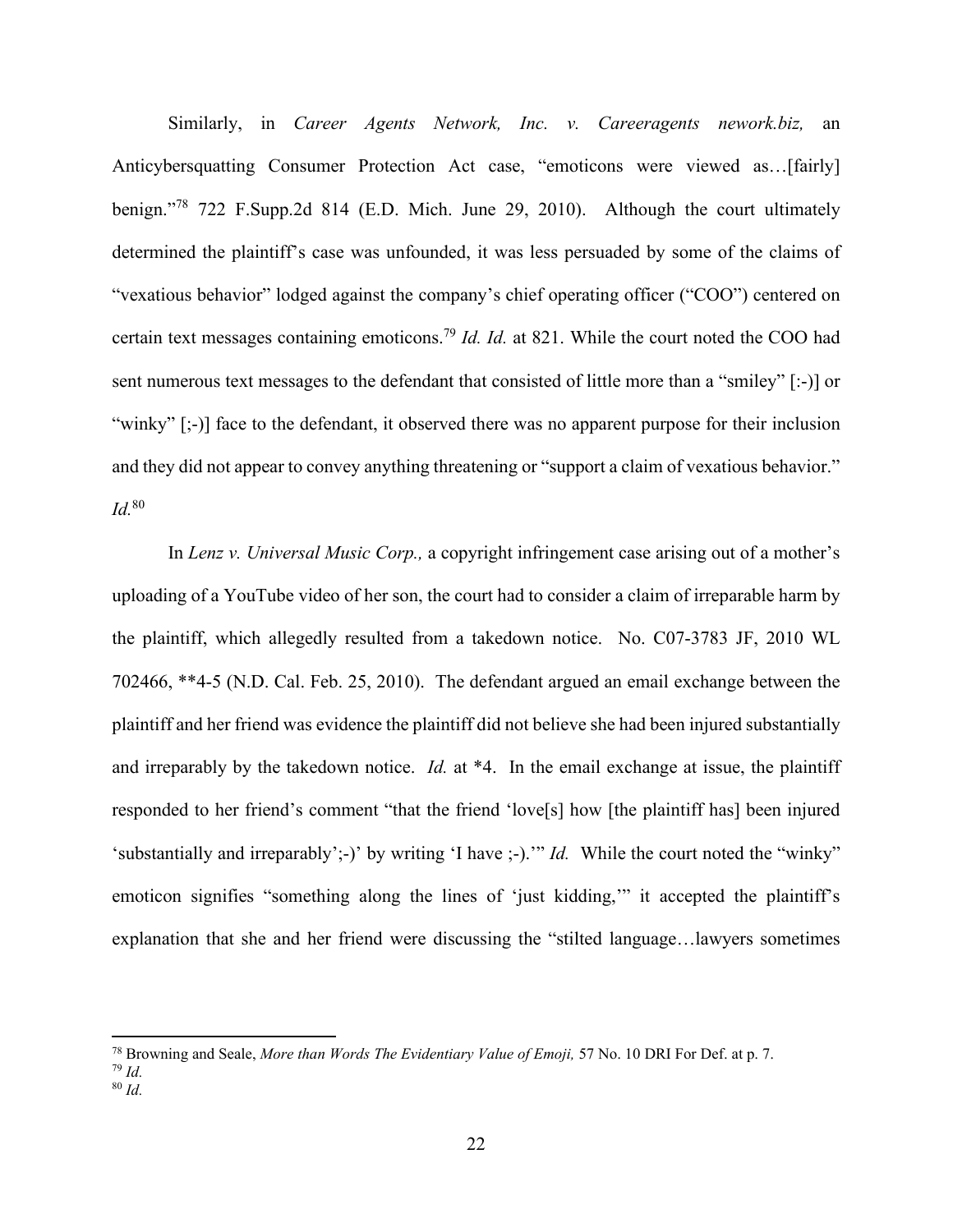Similarly, in *Career Agents Network, Inc. v. Careeragents nework.biz,* an Anticybersquatting Consumer Protection Act case, "emoticons were viewed as…[fairly] benign."[78] 722 F.Supp.2d 814 (E.D. Mich. June 29, 2010). Although the court ultimately determined the plaintiff's case was unfounded, it was less persuaded by some of the claims of "vexatious behavior" lodged against the company's chief operating officer ("COO") centered on certain text messages containing emoticons.[79] *Id. Id.* at 821. While the court noted the COO had sent numerous text messages to the defendant that consisted of little more than a "smiley" [:-)] or "winky" [;-)] face to the defendant, it observed there was no apparent purpose for their inclusion and they did not appear to convey anything threatening or "support a claim of vexatious behavior." *Id.*[80]

In *Lenz v. Universal Music Corp.,* a copyright infringement case arising out of a mother's uploading of a YouTube video of her son, the court had to consider a claim of irreparable harm by the plaintiff, which allegedly resulted from a takedown notice. No. C07-3783 JF, 2010 WL 702466, **4-5 (N.D. Cal. Feb. 25, 2010). The defendant argued an email exchange between the plaintiff and her friend was evidence the plaintiff did not believe she had been injured substantially and irreparably by the takedown notice. *Id.* at *4. In the email exchange at issue, the plaintiff responded to her friend's comment "that the friend 'love[s] how [the plaintiff has] been injured 'substantially and irreparably';-)' by writing 'I have ;-).'" *Id.* While the court noted the "winky" emoticon signifies "something along the lines of 'just kidding,'" it accepted the plaintiff's explanation that she and her friend were discussing the "stilted language…lawyers sometimes

---

[78] Browning and Seale, *More than Words The Evidentiary Value of Emoji,* 57 No. 10 DRI For Def. at p. 7.

[79] *Id.*

[80] *Id.*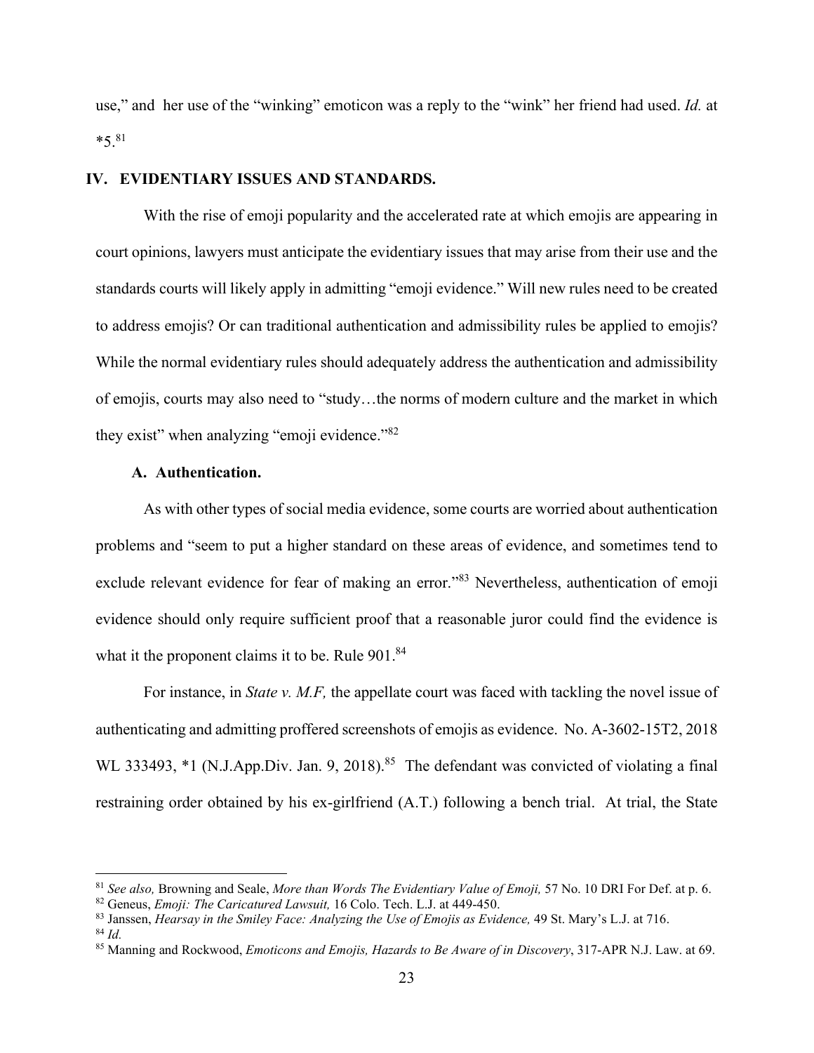use," and her use of the "winking" emoticon was a reply to the "wink" her friend had used. *Id.* at *5.[81]

## IV. EVIDENTIARY ISSUES AND STANDARDS.

With the rise of emoji popularity and the accelerated rate at which emojis are appearing in court opinions, lawyers must anticipate the evidentiary issues that may arise from their use and the standards courts will likely apply in admitting "emoji evidence." Will new rules need to be created to address emojis? Or can traditional authentication and admissibility rules be applied to emojis? While the normal evidentiary rules should adequately address the authentication and admissibility of emojis, courts may also need to "study…the norms of modern culture and the market in which they exist" when analyzing "emoji evidence."[82]

### A. Authentication.

As with other types of social media evidence, some courts are worried about authentication problems and "seem to put a higher standard on these areas of evidence, and sometimes tend to exclude relevant evidence for fear of making an error."[83] Nevertheless, authentication of emoji evidence should only require sufficient proof that a reasonable juror could find the evidence is what it the proponent claims it to be. Rule 901.[84]

For instance, in *State v. M.F,* the appellate court was faced with tackling the novel issue of authenticating and admitting proffered screenshots of emojis as evidence. No. A-3602-15T2, 2018 WL 333493, *1 (N.J.App.Div. Jan. 9, 2018).[85] The defendant was convicted of violating a final restraining order obtained by his ex-girlfriend (A.T.) following a bench trial. At trial, the State

---

[81] *See also,* Browning and Seale, *More than Words The Evidentiary Value of Emoji,* 57 No. 10 DRI For Def. at p. 6.

[82] Geneus, *Emoji: The Caricatured Lawsuit,* 16 Colo. Tech. L.J. at 449-450.

[83] Janssen, *Hearsay in the Smiley Face: Analyzing the Use of Emojis as Evidence,* 49 St. Mary's L.J. at 716.

[84] *Id.*

[85] Manning and Rockwood, *Emoticons and Emojis, Hazards to Be Aware of in Discovery*, 317-APR N.J. Law. at 69.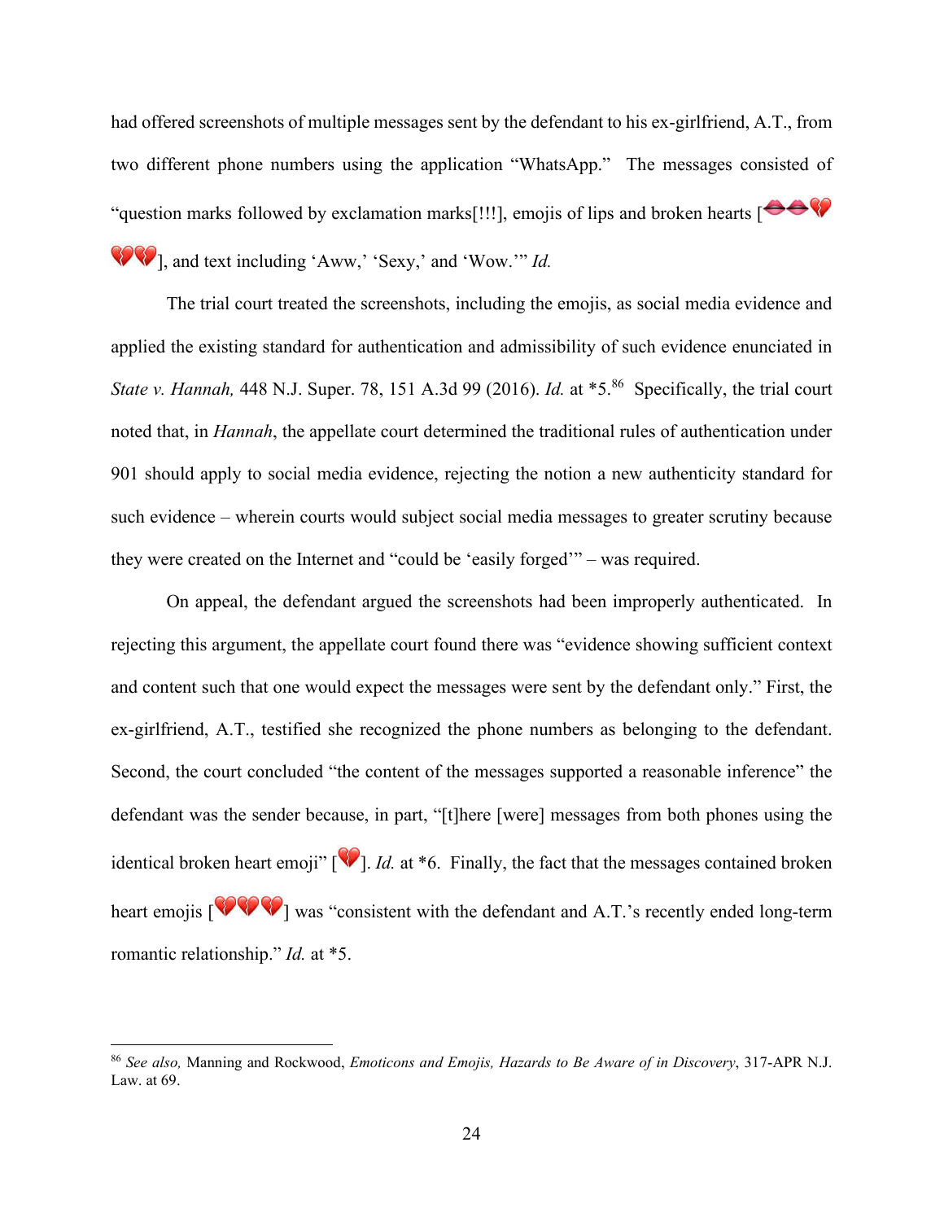had offered screenshots of multiple messages sent by the defendant to his ex-girlfriend, A.T., from two different phone numbers using the application "WhatsApp." The messages consisted of "question marks followed by exclamation marks[!!!], emojis of lips and broken hearts [👄👄💔💔💔], and text including 'Aww,' 'Sexy,' and 'Wow.'" *Id.*

The trial court treated the screenshots, including the emojis, as social media evidence and applied the existing standard for authentication and admissibility of such evidence enunciated in *State v. Hannah,* 448 N.J. Super. 78, 151 A.3d 99 (2016). *Id.* at *5.[86] Specifically, the trial court noted that, in *Hannah*, the appellate court determined the traditional rules of authentication under 901 should apply to social media evidence, rejecting the notion a new authenticity standard for such evidence – wherein courts would subject social media messages to greater scrutiny because they were created on the Internet and "could be 'easily forged'" – was required.

On appeal, the defendant argued the screenshots had been improperly authenticated. In rejecting this argument, the appellate court found there was "evidence showing sufficient context and content such that one would expect the messages were sent by the defendant only." First, the ex-girlfriend, A.T., testified she recognized the phone numbers as belonging to the defendant. Second, the court concluded "the content of the messages supported a reasonable inference" the defendant was the sender because, in part, "[t]here [were] messages from both phones using the identical broken heart emoji" [💔]. *Id.* at *6. Finally, the fact that the messages contained broken heart emojis [💔💔💔] was "consistent with the defendant and A.T.'s recently ended long-term romantic relationship." *Id.* at *5.

---

[86] *See also,* Manning and Rockwood, *Emoticons and Emojis, Hazards to Be Aware of in Discovery*, 317-APR N.J. Law. at 69.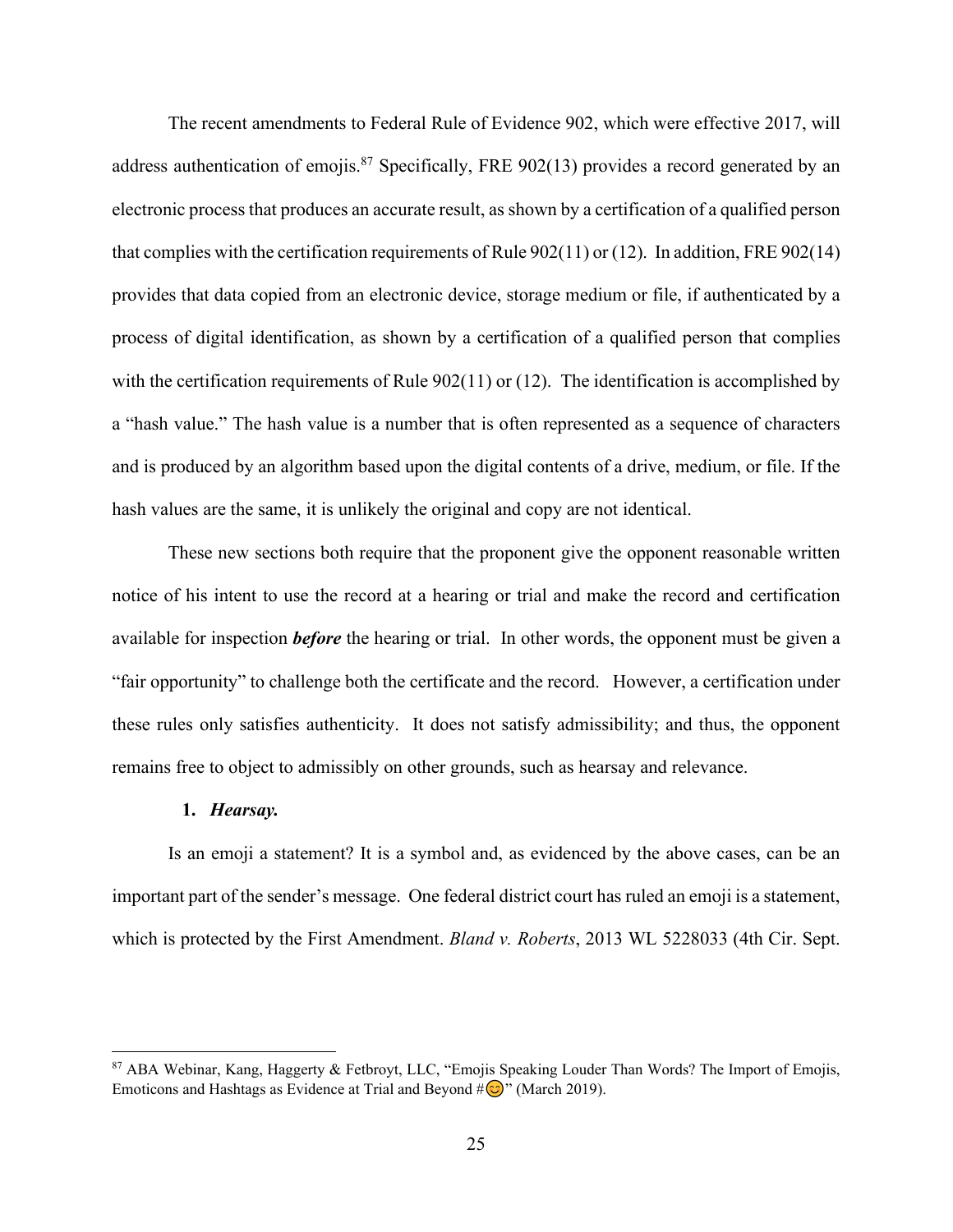The recent amendments to Federal Rule of Evidence 902, which were effective 2017, will address authentication of emojis.[87] Specifically, FRE 902(13) provides a record generated by an electronic process that produces an accurate result, as shown by a certification of a qualified person that complies with the certification requirements of Rule 902(11) or (12). In addition, FRE 902(14) provides that data copied from an electronic device, storage medium or file, if authenticated by a process of digital identification, as shown by a certification of a qualified person that complies with the certification requirements of Rule 902(11) or (12). The identification is accomplished by a "hash value." The hash value is a number that is often represented as a sequence of characters and is produced by an algorithm based upon the digital contents of a drive, medium, or file. If the hash values are the same, it is unlikely the original and copy are not identical.

These new sections both require that the proponent give the opponent reasonable written notice of his intent to use the record at a hearing or trial and make the record and certification available for inspection ***before*** the hearing or trial. In other words, the opponent must be given a "fair opportunity" to challenge both the certificate and the record. However, a certification under these rules only satisfies authenticity. It does not satisfy admissibility; and thus, the opponent remains free to object to admissibly on other grounds, such as hearsay and relevance.

**1. *Hearsay.***

Is an emoji a statement? It is a symbol and, as evidenced by the above cases, can be an important part of the sender's message. One federal district court has ruled an emoji is a statement, which is protected by the First Amendment. *Bland v. Roberts*, 2013 WL 5228033 (4th Cir. Sept.

---

[87] ABA Webinar, Kang, Haggerty & Fetbroyt, LLC, "Emojis Speaking Louder Than Words? The Import of Emojis, Emoticons and Hashtags as Evidence at Trial and Beyond #😊" (March 2019).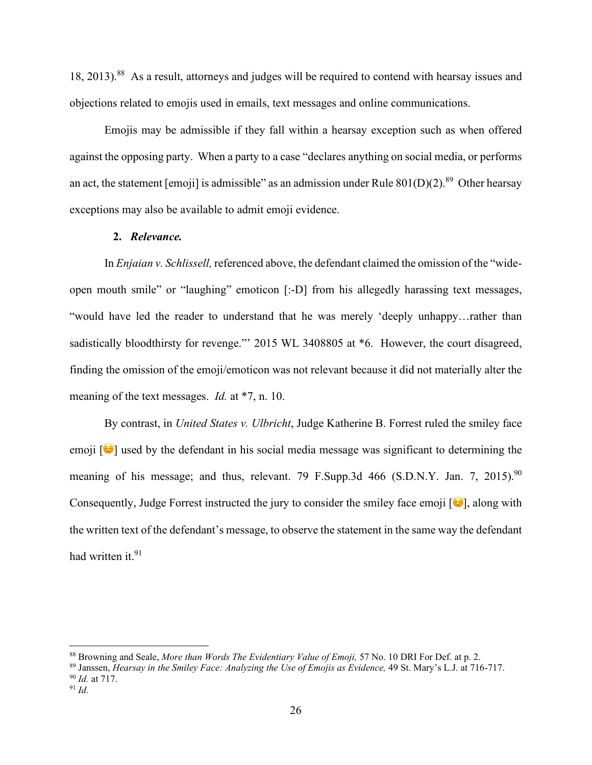18, 2013).[88] As a result, attorneys and judges will be required to contend with hearsay issues and objections related to emojis used in emails, text messages and online communications.

Emojis may be admissible if they fall within a hearsay exception such as when offered against the opposing party. When a party to a case "declares anything on social media, or performs an act, the statement [emoji] is admissible" as an admission under Rule 801(D)(2).[89] Other hearsay exceptions may also be available to admit emoji evidence.

**2. *Relevance.***

In *Enjaian v. Schlissell,* referenced above, the defendant claimed the omission of the "wide-open mouth smile" or "laughing" emoticon [:-D] from his allegedly harassing text messages, "would have led the reader to understand that he was merely 'deeply unhappy…rather than sadistically bloodthirsty for revenge."' 2015 WL 3408805 at *6. However, the court disagreed, finding the omission of the emoji/emoticon was not relevant because it did not materially alter the meaning of the text messages. *Id.* at *7, n. 10.

By contrast, in *United States v. Ulbricht*, Judge Katherine B. Forrest ruled the smiley face emoji [☺️] used by the defendant in his social media message was significant to determining the meaning of his message; and thus, relevant. 79 F.Supp.3d 466 (S.D.N.Y. Jan. 7, 2015).[90] Consequently, Judge Forrest instructed the jury to consider the smiley face emoji [☺️], along with the written text of the defendant's message, to observe the statement in the same way the defendant had written it.[91]

---

[88] Browning and Seale, *More than Words The Evidentiary Value of Emoji,* 57 No. 10 DRI For Def. at p. 2.

[89] Janssen, *Hearsay in the Smiley Face: Analyzing the Use of Emojis as Evidence,* 49 St. Mary's L.J. at 716-717.

[90] *Id.* at 717.

[91] *Id.*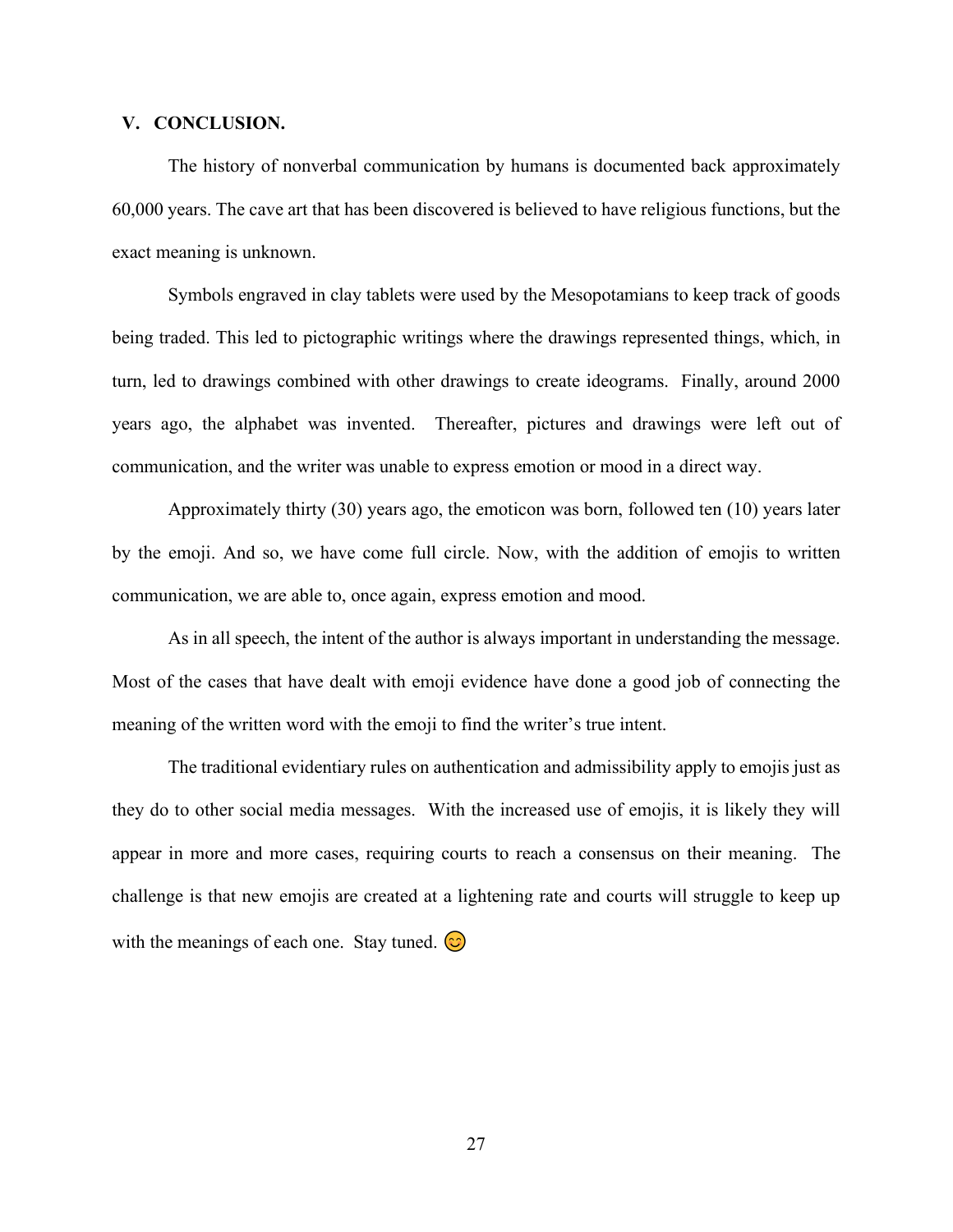## V. CONCLUSION.

The history of nonverbal communication by humans is documented back approximately 60,000 years. The cave art that has been discovered is believed to have religious functions, but the exact meaning is unknown.

Symbols engraved in clay tablets were used by the Mesopotamians to keep track of goods being traded. This led to pictographic writings where the drawings represented things, which, in turn, led to drawings combined with other drawings to create ideograms. Finally, around 2000 years ago, the alphabet was invented. Thereafter, pictures and drawings were left out of communication, and the writer was unable to express emotion or mood in a direct way.

Approximately thirty (30) years ago, the emoticon was born, followed ten (10) years later by the emoji. And so, we have come full circle. Now, with the addition of emojis to written communication, we are able to, once again, express emotion and mood.

As in all speech, the intent of the author is always important in understanding the message. Most of the cases that have dealt with emoji evidence have done a good job of connecting the meaning of the written word with the emoji to find the writer's true intent.

The traditional evidentiary rules on authentication and admissibility apply to emojis just as they do to other social media messages. With the increased use of emojis, it is likely they will appear in more and more cases, requiring courts to reach a consensus on their meaning. The challenge is that new emojis are created at a lightening rate and courts will struggle to keep up with the meanings of each one. Stay tuned. 😊